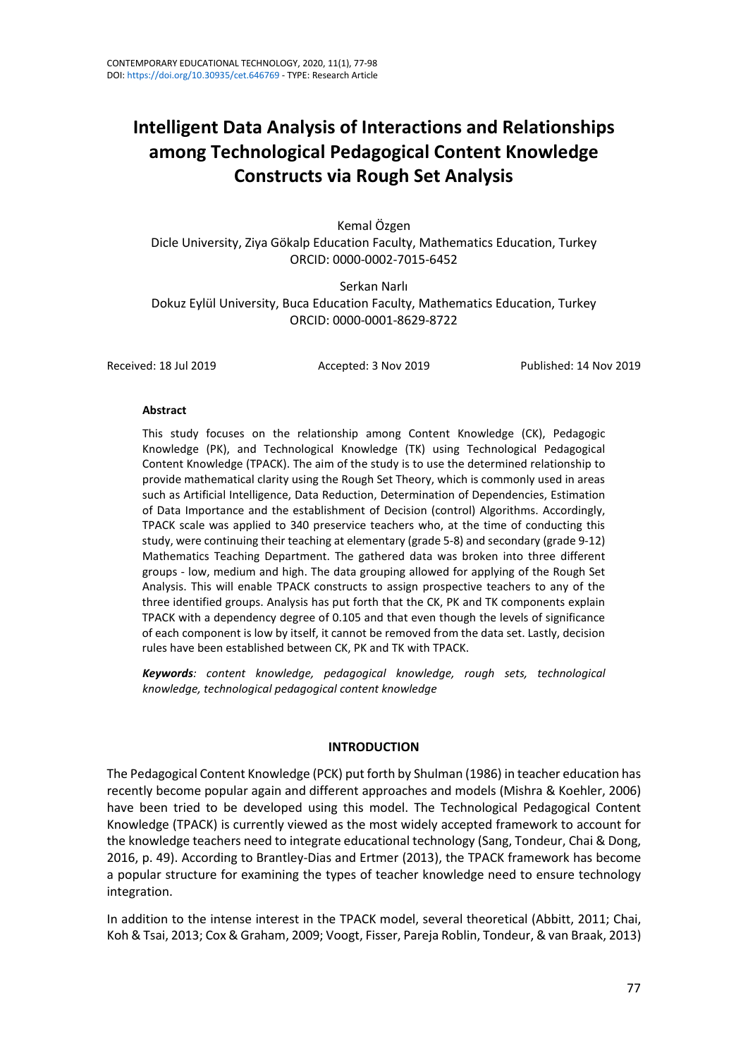# Intelligent Data Analysis of Interactions and Relationships among Technological Pedagogical Content Knowledge Constructs via Rough Set Analysis

Kemal Özgen
Dicle University, Ziya Gökalp Education Faculty, Mathematics Education, Turkey
ORCID: 0000-0002-7015-6452

Serkan Narlı
Dokuz Eylül University, Buca Education Faculty, Mathematics Education, Turkey
ORCID: 0000-0001-8629-8722

Received: 18 Jul 2019 Accepted: 3 Nov 2019 Published: 14 Nov 2019

### Abstract

This study focuses on the relationship among Content Knowledge (CK), Pedagogic Knowledge (PK), and Technological Knowledge (TK) using Technological Pedagogical Content Knowledge (TPACK). The aim of the study is to use the determined relationship to provide mathematical clarity using the Rough Set Theory, which is commonly used in areas such as Artificial Intelligence, Data Reduction, Determination of Dependencies, Estimation of Data Importance and the establishment of Decision (control) Algorithms. Accordingly, TPACK scale was applied to 340 preservice teachers who, at the time of conducting this study, were continuing their teaching at elementary (grade 5-8) and secondary (grade 9-12) Mathematics Teaching Department. The gathered data was broken into three different groups - low, medium and high. The data grouping allowed for applying of the Rough Set Analysis. This will enable TPACK constructs to assign prospective teachers to any of the three identified groups. Analysis has put forth that the CK, PK and TK components explain TPACK with a dependency degree of 0.105 and that even though the levels of significance of each component is low by itself, it cannot be removed from the data set. Lastly, decision rules have been established between CK, PK and TK with TPACK.

***Keywords****: content knowledge, pedagogical knowledge, rough sets, technological knowledge, technological pedagogical content knowledge*

## INTRODUCTION

The Pedagogical Content Knowledge (PCK) put forth by Shulman (1986) in teacher education has recently become popular again and different approaches and models (Mishra & Koehler, 2006) have been tried to be developed using this model. The Technological Pedagogical Content Knowledge (TPACK) is currently viewed as the most widely accepted framework to account for the knowledge teachers need to integrate educational technology (Sang, Tondeur, Chai & Dong, 2016, p. 49). According to Brantley-Dias and Ertmer (2013), the TPACK framework has become a popular structure for examining the types of teacher knowledge need to ensure technology integration.

In addition to the intense interest in the TPACK model, several theoretical (Abbitt, 2011; Chai, Koh & Tsai, 2013; Cox & Graham, 2009; Voogt, Fisser, Pareja Roblin, Tondeur, & van Braak, 2013)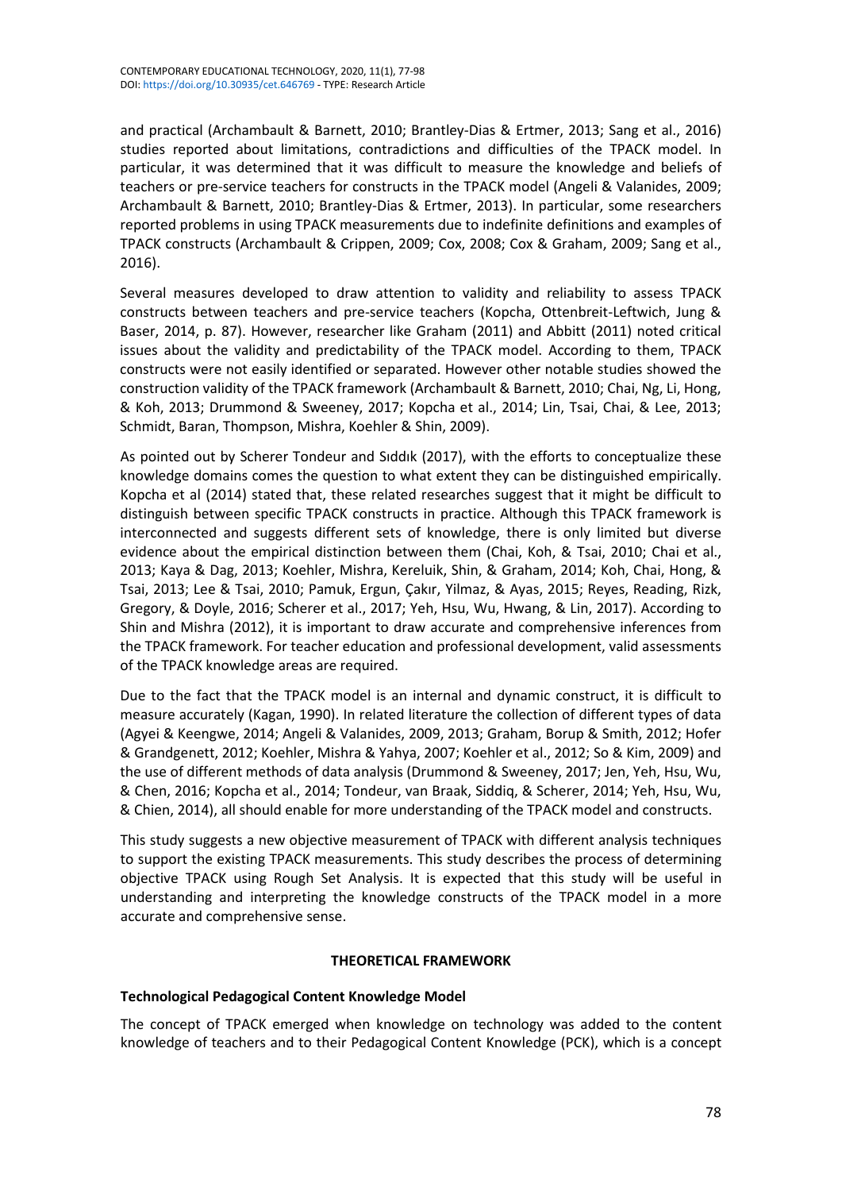and practical (Archambault & Barnett, 2010; Brantley-Dias & Ertmer, 2013; Sang et al., 2016) studies reported about limitations, contradictions and difficulties of the TPACK model. In particular, it was determined that it was difficult to measure the knowledge and beliefs of teachers or pre-service teachers for constructs in the TPACK model (Angeli & Valanides, 2009; Archambault & Barnett, 2010; Brantley-Dias & Ertmer, 2013). In particular, some researchers reported problems in using TPACK measurements due to indefinite definitions and examples of TPACK constructs (Archambault & Crippen, 2009; Cox, 2008; Cox & Graham, 2009; Sang et al., 2016).

Several measures developed to draw attention to validity and reliability to assess TPACK constructs between teachers and pre-service teachers (Kopcha, Ottenbreit-Leftwich, Jung & Baser, 2014, p. 87). However, researcher like Graham (2011) and Abbitt (2011) noted critical issues about the validity and predictability of the TPACK model. According to them, TPACK constructs were not easily identified or separated. However other notable studies showed the construction validity of the TPACK framework (Archambault & Barnett, 2010; Chai, Ng, Li, Hong, & Koh, 2013; Drummond & Sweeney, 2017; Kopcha et al., 2014; Lin, Tsai, Chai, & Lee, 2013; Schmidt, Baran, Thompson, Mishra, Koehler & Shin, 2009).

As pointed out by Scherer Tondeur and Sıddık (2017), with the efforts to conceptualize these knowledge domains comes the question to what extent they can be distinguished empirically. Kopcha et al (2014) stated that, these related researches suggest that it might be difficult to distinguish between specific TPACK constructs in practice. Although this TPACK framework is interconnected and suggests different sets of knowledge, there is only limited but diverse evidence about the empirical distinction between them (Chai, Koh, & Tsai, 2010; Chai et al., 2013; Kaya & Dag, 2013; Koehler, Mishra, Kereluik, Shin, & Graham, 2014; Koh, Chai, Hong, & Tsai, 2013; Lee & Tsai, 2010; Pamuk, Ergun, Çakır, Yilmaz, & Ayas, 2015; Reyes, Reading, Rizk, Gregory, & Doyle, 2016; Scherer et al., 2017; Yeh, Hsu, Wu, Hwang, & Lin, 2017). According to Shin and Mishra (2012), it is important to draw accurate and comprehensive inferences from the TPACK framework. For teacher education and professional development, valid assessments of the TPACK knowledge areas are required.

Due to the fact that the TPACK model is an internal and dynamic construct, it is difficult to measure accurately (Kagan, 1990). In related literature the collection of different types of data (Agyei & Keengwe, 2014; Angeli & Valanides, 2009, 2013; Graham, Borup & Smith, 2012; Hofer & Grandgenett, 2012; Koehler, Mishra & Yahya, 2007; Koehler et al., 2012; So & Kim, 2009) and the use of different methods of data analysis (Drummond & Sweeney, 2017; Jen, Yeh, Hsu, Wu, & Chen, 2016; Kopcha et al., 2014; Tondeur, van Braak, Siddiq, & Scherer, 2014; Yeh, Hsu, Wu, & Chien, 2014), all should enable for more understanding of the TPACK model and constructs.

This study suggests a new objective measurement of TPACK with different analysis techniques to support the existing TPACK measurements. This study describes the process of determining objective TPACK using Rough Set Analysis. It is expected that this study will be useful in understanding and interpreting the knowledge constructs of the TPACK model in a more accurate and comprehensive sense.

## THEORETICAL FRAMEWORK

### Technological Pedagogical Content Knowledge Model

The concept of TPACK emerged when knowledge on technology was added to the content knowledge of teachers and to their Pedagogical Content Knowledge (PCK), which is a concept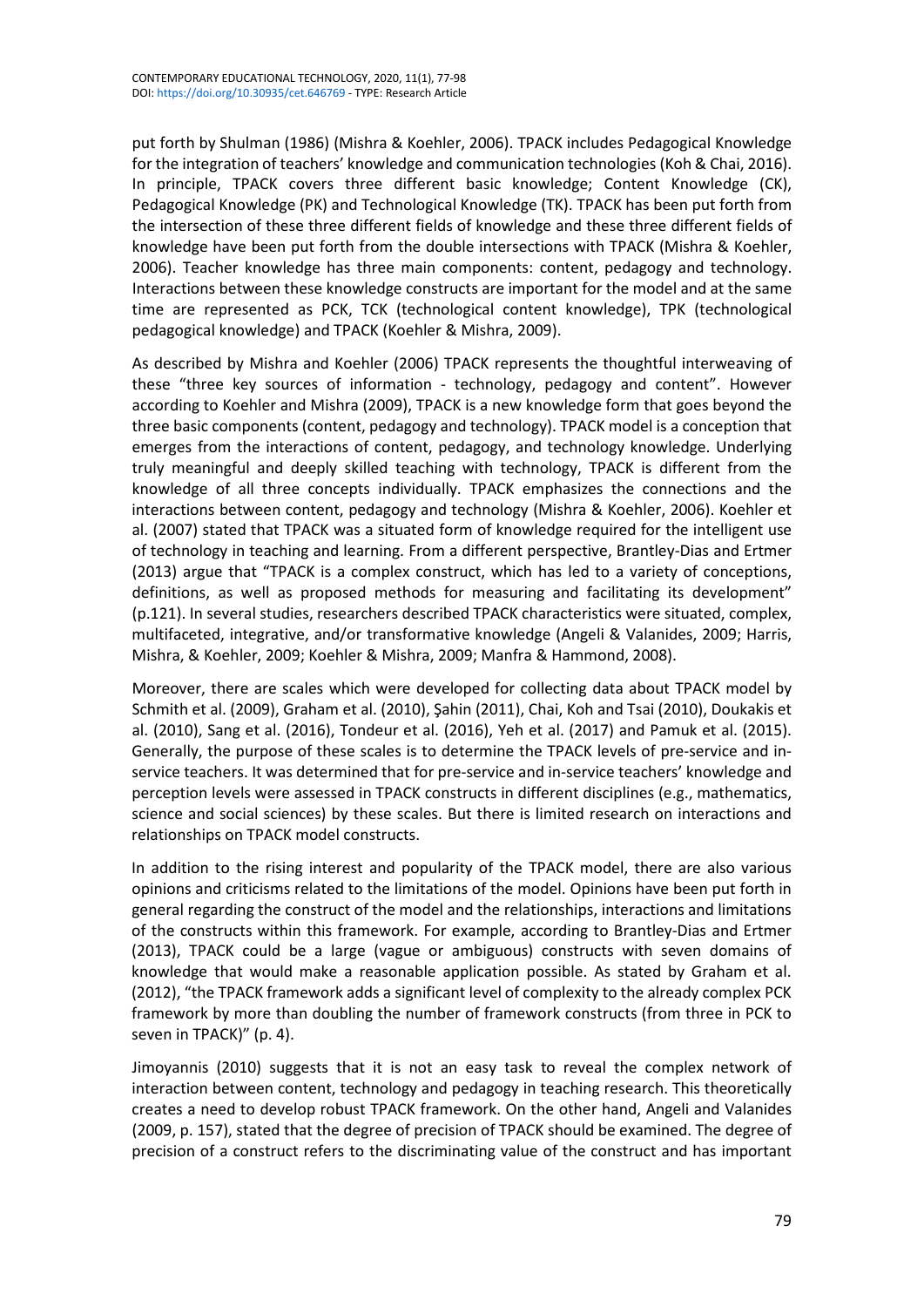put forth by Shulman (1986) (Mishra & Koehler, 2006). TPACK includes Pedagogical Knowledge for the integration of teachers' knowledge and communication technologies (Koh & Chai, 2016). In principle, TPACK covers three different basic knowledge; Content Knowledge (CK), Pedagogical Knowledge (PK) and Technological Knowledge (TK). TPACK has been put forth from the intersection of these three different fields of knowledge and these three different fields of knowledge have been put forth from the double intersections with TPACK (Mishra & Koehler, 2006). Teacher knowledge has three main components: content, pedagogy and technology. Interactions between these knowledge constructs are important for the model and at the same time are represented as PCK, TCK (technological content knowledge), TPK (technological pedagogical knowledge) and TPACK (Koehler & Mishra, 2009).

As described by Mishra and Koehler (2006) TPACK represents the thoughtful interweaving of these "three key sources of information - technology, pedagogy and content". However according to Koehler and Mishra (2009), TPACK is a new knowledge form that goes beyond the three basic components (content, pedagogy and technology). TPACK model is a conception that emerges from the interactions of content, pedagogy, and technology knowledge. Underlying truly meaningful and deeply skilled teaching with technology, TPACK is different from the knowledge of all three concepts individually. TPACK emphasizes the connections and the interactions between content, pedagogy and technology (Mishra & Koehler, 2006). Koehler et al. (2007) stated that TPACK was a situated form of knowledge required for the intelligent use of technology in teaching and learning. From a different perspective, Brantley-Dias and Ertmer (2013) argue that "TPACK is a complex construct, which has led to a variety of conceptions, definitions, as well as proposed methods for measuring and facilitating its development" (p.121). In several studies, researchers described TPACK characteristics were situated, complex, multifaceted, integrative, and/or transformative knowledge (Angeli & Valanides, 2009; Harris, Mishra, & Koehler, 2009; Koehler & Mishra, 2009; Manfra & Hammond, 2008).

Moreover, there are scales which were developed for collecting data about TPACK model by Schmith et al. (2009), Graham et al. (2010), Şahin (2011), Chai, Koh and Tsai (2010), Doukakis et al. (2010), Sang et al. (2016), Tondeur et al. (2016), Yeh et al. (2017) and Pamuk et al. (2015). Generally, the purpose of these scales is to determine the TPACK levels of pre-service and in-service teachers. It was determined that for pre-service and in-service teachers' knowledge and perception levels were assessed in TPACK constructs in different disciplines (e.g., mathematics, science and social sciences) by these scales. But there is limited research on interactions and relationships on TPACK model constructs.

In addition to the rising interest and popularity of the TPACK model, there are also various opinions and criticisms related to the limitations of the model. Opinions have been put forth in general regarding the construct of the model and the relationships, interactions and limitations of the constructs within this framework. For example, according to Brantley-Dias and Ertmer (2013), TPACK could be a large (vague or ambiguous) constructs with seven domains of knowledge that would make a reasonable application possible. As stated by Graham et al. (2012), "the TPACK framework adds a significant level of complexity to the already complex PCK framework by more than doubling the number of framework constructs (from three in PCK to seven in TPACK)" (p. 4).

Jimoyannis (2010) suggests that it is not an easy task to reveal the complex network of interaction between content, technology and pedagogy in teaching research. This theoretically creates a need to develop robust TPACK framework. On the other hand, Angeli and Valanides (2009, p. 157), stated that the degree of precision of TPACK should be examined. The degree of precision of a construct refers to the discriminating value of the construct and has important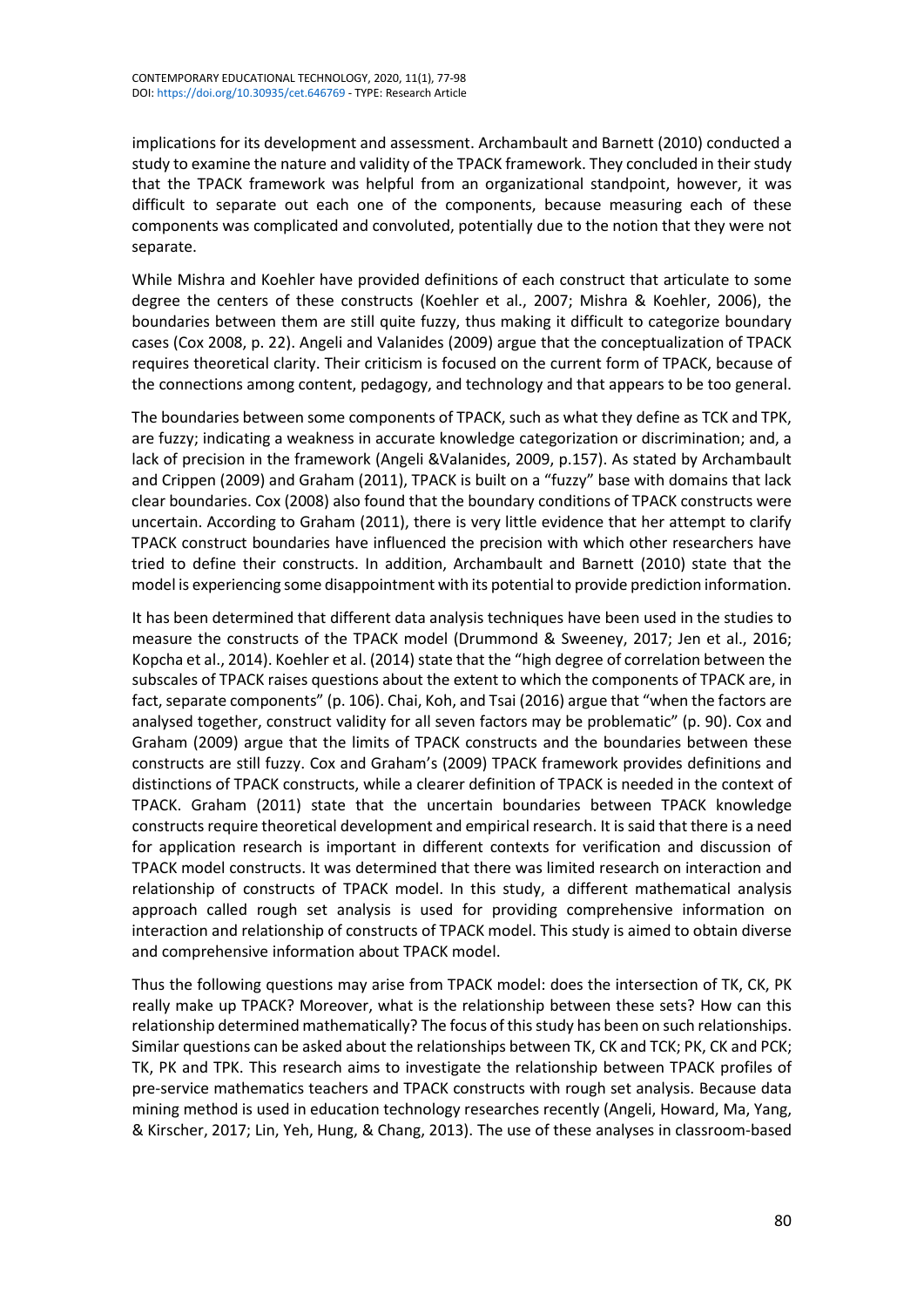implications for its development and assessment. Archambault and Barnett (2010) conducted a study to examine the nature and validity of the TPACK framework. They concluded in their study that the TPACK framework was helpful from an organizational standpoint, however, it was difficult to separate out each one of the components, because measuring each of these components was complicated and convoluted, potentially due to the notion that they were not separate.

While Mishra and Koehler have provided definitions of each construct that articulate to some degree the centers of these constructs (Koehler et al., 2007; Mishra & Koehler, 2006), the boundaries between them are still quite fuzzy, thus making it difficult to categorize boundary cases (Cox 2008, p. 22). Angeli and Valanides (2009) argue that the conceptualization of TPACK requires theoretical clarity. Their criticism is focused on the current form of TPACK, because of the connections among content, pedagogy, and technology and that appears to be too general.

The boundaries between some components of TPACK, such as what they define as TCK and TPK, are fuzzy; indicating a weakness in accurate knowledge categorization or discrimination; and, a lack of precision in the framework (Angeli &Valanides, 2009, p.157). As stated by Archambault and Crippen (2009) and Graham (2011), TPACK is built on a "fuzzy" base with domains that lack clear boundaries. Cox (2008) also found that the boundary conditions of TPACK constructs were uncertain. According to Graham (2011), there is very little evidence that her attempt to clarify TPACK construct boundaries have influenced the precision with which other researchers have tried to define their constructs. In addition, Archambault and Barnett (2010) state that the model is experiencing some disappointment with its potential to provide prediction information.

It has been determined that different data analysis techniques have been used in the studies to measure the constructs of the TPACK model (Drummond & Sweeney, 2017; Jen et al., 2016; Kopcha et al., 2014). Koehler et al. (2014) state that the "high degree of correlation between the subscales of TPACK raises questions about the extent to which the components of TPACK are, in fact, separate components" (p. 106). Chai, Koh, and Tsai (2016) argue that "when the factors are analysed together, construct validity for all seven factors may be problematic" (p. 90). Cox and Graham (2009) argue that the limits of TPACK constructs and the boundaries between these constructs are still fuzzy. Cox and Graham's (2009) TPACK framework provides definitions and distinctions of TPACK constructs, while a clearer definition of TPACK is needed in the context of TPACK. Graham (2011) state that the uncertain boundaries between TPACK knowledge constructs require theoretical development and empirical research. It is said that there is a need for application research is important in different contexts for verification and discussion of TPACK model constructs. It was determined that there was limited research on interaction and relationship of constructs of TPACK model. In this study, a different mathematical analysis approach called rough set analysis is used for providing comprehensive information on interaction and relationship of constructs of TPACK model. This study is aimed to obtain diverse and comprehensive information about TPACK model.

Thus the following questions may arise from TPACK model: does the intersection of TK, CK, PK really make up TPACK? Moreover, what is the relationship between these sets? How can this relationship determined mathematically? The focus of this study has been on such relationships. Similar questions can be asked about the relationships between TK, CK and TCK; PK, CK and PCK; TK, PK and TPK. This research aims to investigate the relationship between TPACK profiles of pre-service mathematics teachers and TPACK constructs with rough set analysis. Because data mining method is used in education technology researches recently (Angeli, Howard, Ma, Yang, & Kirscher, 2017; Lin, Yeh, Hung, & Chang, 2013). The use of these analyses in classroom-based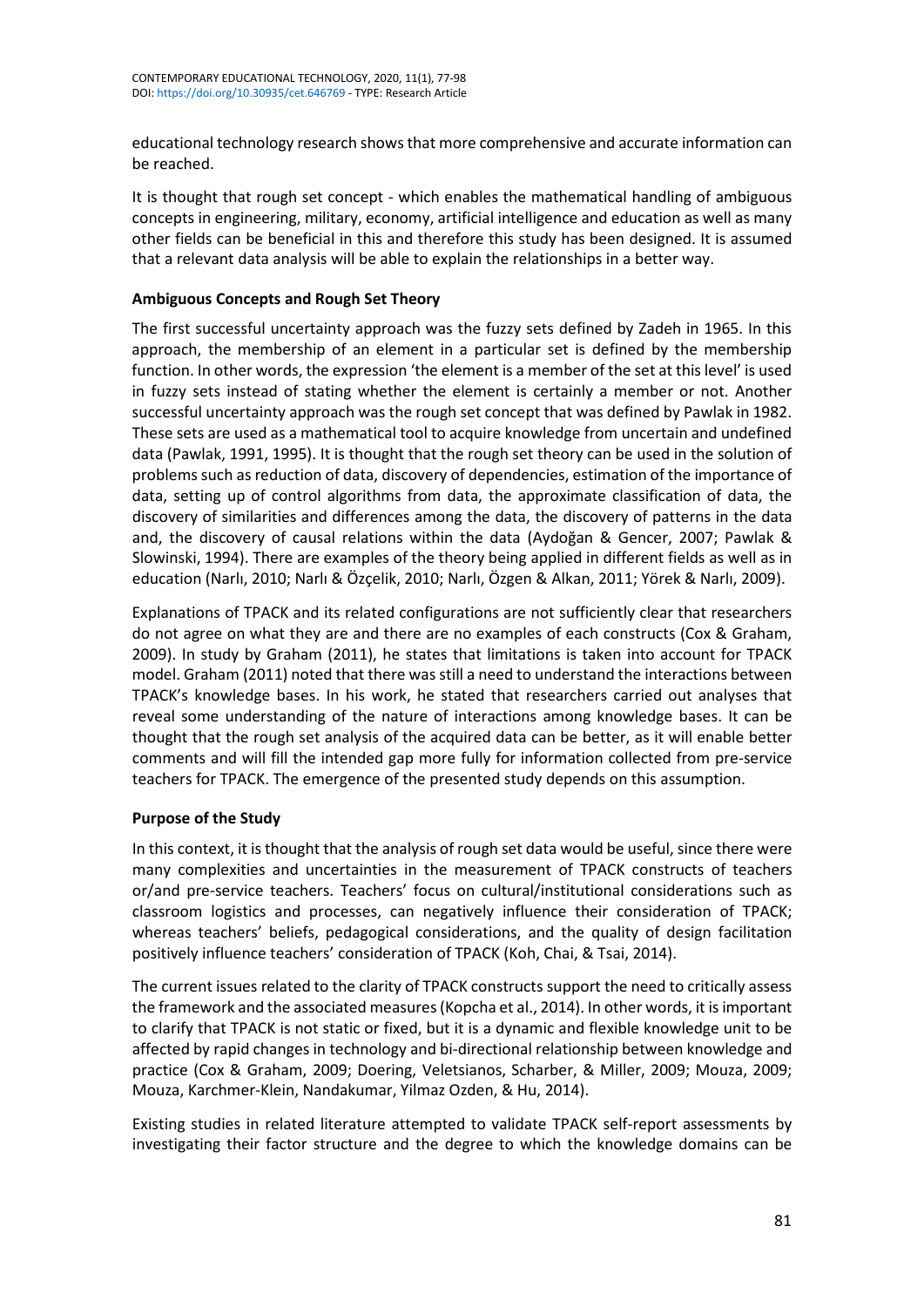educational technology research shows that more comprehensive and accurate information can be reached.

It is thought that rough set concept - which enables the mathematical handling of ambiguous concepts in engineering, military, economy, artificial intelligence and education as well as many other fields can be beneficial in this and therefore this study has been designed. It is assumed that a relevant data analysis will be able to explain the relationships in a better way.

**Ambiguous Concepts and Rough Set Theory**

The first successful uncertainty approach was the fuzzy sets defined by Zadeh in 1965. In this approach, the membership of an element in a particular set is defined by the membership function. In other words, the expression 'the element is a member of the set at this level' is used in fuzzy sets instead of stating whether the element is certainly a member or not. Another successful uncertainty approach was the rough set concept that was defined by Pawlak in 1982. These sets are used as a mathematical tool to acquire knowledge from uncertain and undefined data (Pawlak, 1991, 1995). It is thought that the rough set theory can be used in the solution of problems such as reduction of data, discovery of dependencies, estimation of the importance of data, setting up of control algorithms from data, the approximate classification of data, the discovery of similarities and differences among the data, the discovery of patterns in the data and, the discovery of causal relations within the data (Aydoğan & Gencer, 2007; Pawlak & Slowinski, 1994). There are examples of the theory being applied in different fields as well as in education (Narlı, 2010; Narlı & Özçelik, 2010; Narlı, Özgen & Alkan, 2011; Yörek & Narlı, 2009).

Explanations of TPACK and its related configurations are not sufficiently clear that researchers do not agree on what they are and there are no examples of each constructs (Cox & Graham, 2009). In study by Graham (2011), he states that limitations is taken into account for TPACK model. Graham (2011) noted that there was still a need to understand the interactions between TPACK's knowledge bases. In his work, he stated that researchers carried out analyses that reveal some understanding of the nature of interactions among knowledge bases. It can be thought that the rough set analysis of the acquired data can be better, as it will enable better comments and will fill the intended gap more fully for information collected from pre-service teachers for TPACK. The emergence of the presented study depends on this assumption.

**Purpose of the Study**

In this context, it is thought that the analysis of rough set data would be useful, since there were many complexities and uncertainties in the measurement of TPACK constructs of teachers or/and pre-service teachers. Teachers' focus on cultural/institutional considerations such as classroom logistics and processes, can negatively influence their consideration of TPACK; whereas teachers' beliefs, pedagogical considerations, and the quality of design facilitation positively influence teachers' consideration of TPACK (Koh, Chai, & Tsai, 2014).

The current issues related to the clarity of TPACK constructs support the need to critically assess the framework and the associated measures (Kopcha et al., 2014). In other words, it is important to clarify that TPACK is not static or fixed, but it is a dynamic and flexible knowledge unit to be affected by rapid changes in technology and bi-directional relationship between knowledge and practice (Cox & Graham, 2009; Doering, Veletsianos, Scharber, & Miller, 2009; Mouza, 2009; Mouza, Karchmer-Klein, Nandakumar, Yilmaz Ozden, & Hu, 2014).

Existing studies in related literature attempted to validate TPACK self-report assessments by investigating their factor structure and the degree to which the knowledge domains can be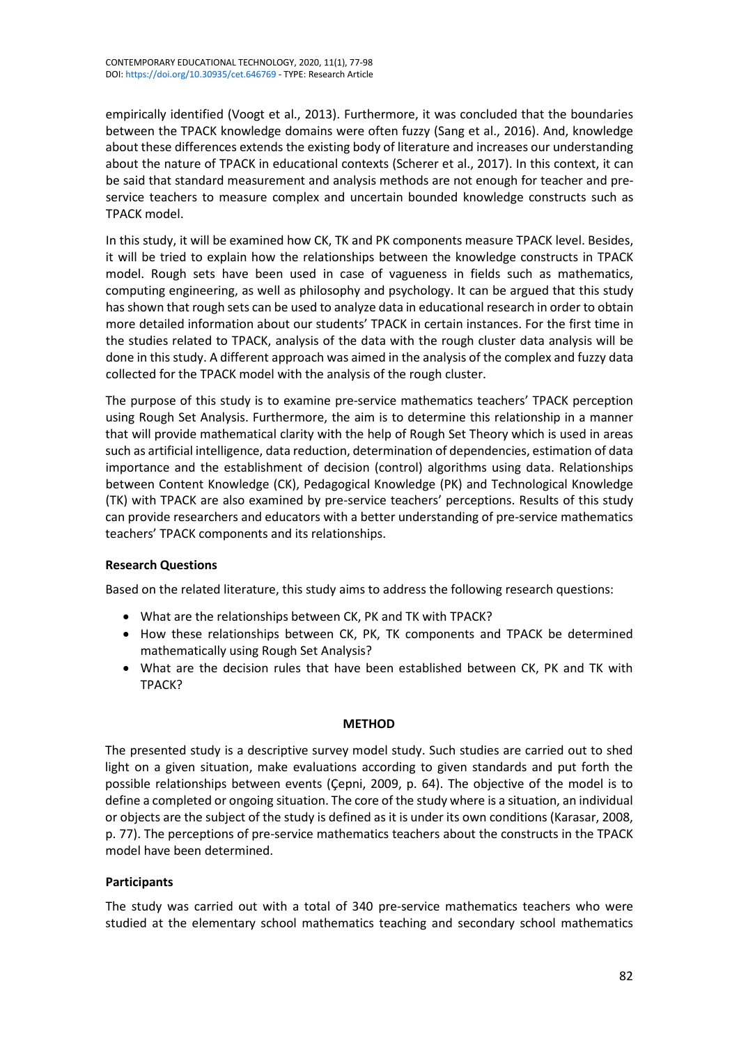empirically identified (Voogt et al., 2013). Furthermore, it was concluded that the boundaries between the TPACK knowledge domains were often fuzzy (Sang et al., 2016). And, knowledge about these differences extends the existing body of literature and increases our understanding about the nature of TPACK in educational contexts (Scherer et al., 2017). In this context, it can be said that standard measurement and analysis methods are not enough for teacher and pre-service teachers to measure complex and uncertain bounded knowledge constructs such as TPACK model.

In this study, it will be examined how CK, TK and PK components measure TPACK level. Besides, it will be tried to explain how the relationships between the knowledge constructs in TPACK model. Rough sets have been used in case of vagueness in fields such as mathematics, computing engineering, as well as philosophy and psychology. It can be argued that this study has shown that rough sets can be used to analyze data in educational research in order to obtain more detailed information about our students' TPACK in certain instances. For the first time in the studies related to TPACK, analysis of the data with the rough cluster data analysis will be done in this study. A different approach was aimed in the analysis of the complex and fuzzy data collected for the TPACK model with the analysis of the rough cluster.

The purpose of this study is to examine pre-service mathematics teachers' TPACK perception using Rough Set Analysis. Furthermore, the aim is to determine this relationship in a manner that will provide mathematical clarity with the help of Rough Set Theory which is used in areas such as artificial intelligence, data reduction, determination of dependencies, estimation of data importance and the establishment of decision (control) algorithms using data. Relationships between Content Knowledge (CK), Pedagogical Knowledge (PK) and Technological Knowledge (TK) with TPACK are also examined by pre-service teachers' perceptions. Results of this study can provide researchers and educators with a better understanding of pre-service mathematics teachers' TPACK components and its relationships.

### Research Questions

Based on the related literature, this study aims to address the following research questions:

- What are the relationships between CK, PK and TK with TPACK?
- How these relationships between CK, PK, TK components and TPACK be determined mathematically using Rough Set Analysis?
- What are the decision rules that have been established between CK, PK and TK with TPACK?

## METHOD

The presented study is a descriptive survey model study. Such studies are carried out to shed light on a given situation, make evaluations according to given standards and put forth the possible relationships between events (Çepni, 2009, p. 64). The objective of the model is to define a completed or ongoing situation. The core of the study where is a situation, an individual or objects are the subject of the study is defined as it is under its own conditions (Karasar, 2008, p. 77). The perceptions of pre-service mathematics teachers about the constructs in the TPACK model have been determined.

### Participants

The study was carried out with a total of 340 pre-service mathematics teachers who were studied at the elementary school mathematics teaching and secondary school mathematics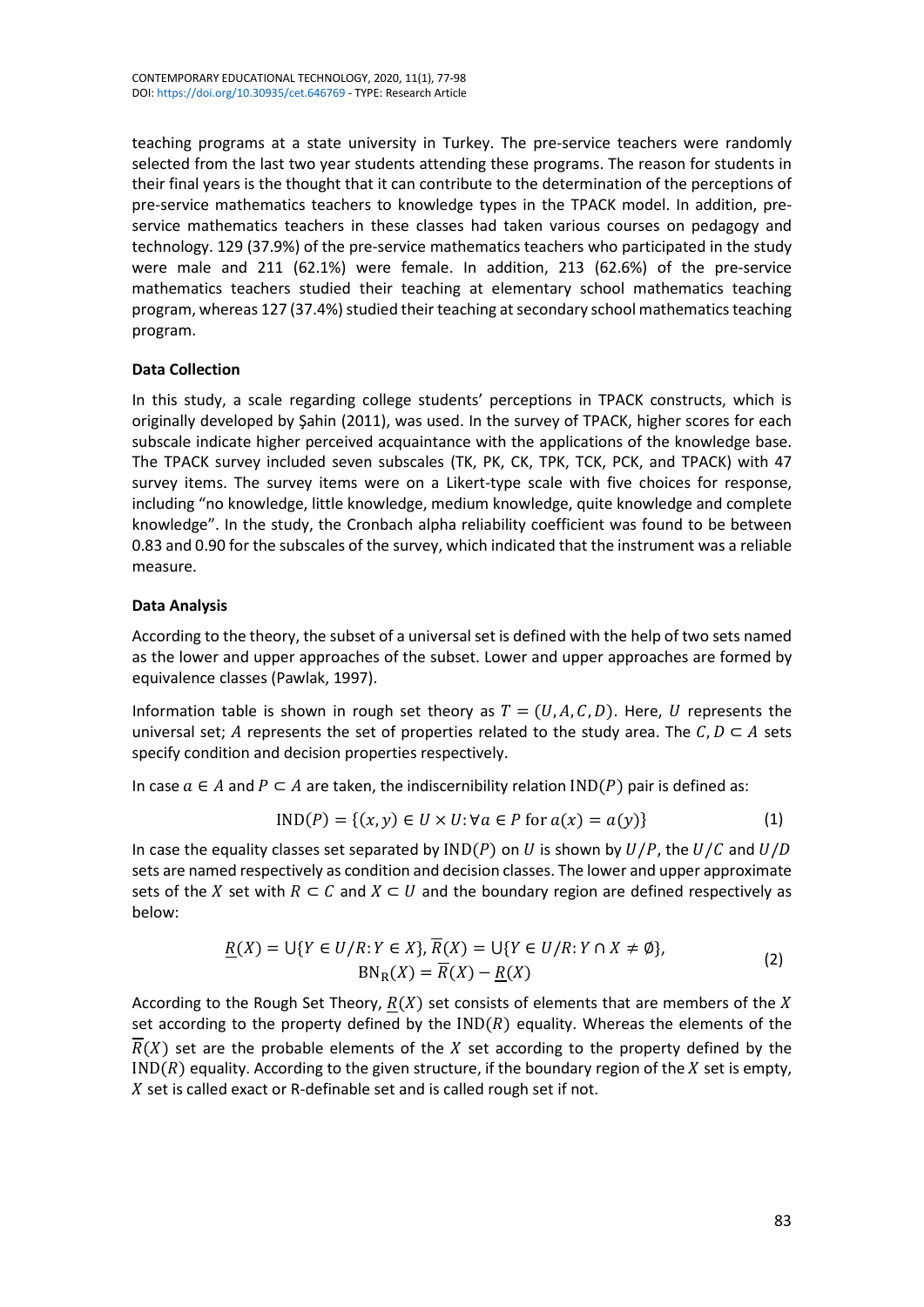teaching programs at a state university in Turkey. The pre-service teachers were randomly selected from the last two year students attending these programs. The reason for students in their final years is the thought that it can contribute to the determination of the perceptions of pre-service mathematics teachers to knowledge types in the TPACK model. In addition, pre-service mathematics teachers in these classes had taken various courses on pedagogy and technology. 129 (37.9%) of the pre-service mathematics teachers who participated in the study were male and 211 (62.1%) were female. In addition, 213 (62.6%) of the pre-service mathematics teachers studied their teaching at elementary school mathematics teaching program, whereas 127 (37.4%) studied their teaching at secondary school mathematics teaching program.

### Data Collection

In this study, a scale regarding college students' perceptions in TPACK constructs, which is originally developed by Şahin (2011), was used. In the survey of TPACK, higher scores for each subscale indicate higher perceived acquaintance with the applications of the knowledge base. The TPACK survey included seven subscales (TK, PK, CK, TPK, TCK, PCK, and TPACK) with 47 survey items. The survey items were on a Likert-type scale with five choices for response, including "no knowledge, little knowledge, medium knowledge, quite knowledge and complete knowledge". In the study, the Cronbach alpha reliability coefficient was found to be between 0.83 and 0.90 for the subscales of the survey, which indicated that the instrument was a reliable measure.

### Data Analysis

According to the theory, the subset of a universal set is defined with the help of two sets named as the lower and upper approaches of the subset. Lower and upper approaches are formed by equivalence classes (Pawlak, 1997).

Information table is shown in rough set theory as $T = (U, A, C, D)$. Here, $U$ represents the universal set; $A$ represents the set of properties related to the study area. The $C, D \subset A$ sets specify condition and decision properties respectively.

In case $a \in A$ and $P \subset A$ are taken, the indiscernibility relation $\text{IND}(P)$ pair is defined as:

$$\text{IND}(P) = \{(x, y) \in U \times U \colon \forall a \in P \text{ for } a(x) = a(y)\} \tag{1}$$

In case the equality classes set separated by $\text{IND}(P)$ on $U$ is shown by $U/P$, the $U/C$ and $U/D$ sets are named respectively as condition and decision classes. The lower and upper approximate sets of the $X$ set with $R \subset C$ and $X \subset U$ and the boundary region are defined respectively as below:

$$\underline{R}(X) = \cup\{Y \in U/R \colon Y \in X\}, \overline{R}(X) = \cup\{Y \in U/R \colon Y \cap X \neq \emptyset\},$$
$$\text{BN}_{\text{R}}(X) = \overline{R}(X) - \underline{R}(X) \tag{2}$$

According to the Rough Set Theory, $\underline{R}(X)$ set consists of elements that are members of the $X$ set according to the property defined by the $\text{IND}(R)$ equality. Whereas the elements of the $\overline{R}(X)$ set are the probable elements of the $X$ set according to the property defined by the $\text{IND}(R)$ equality. According to the given structure, if the boundary region of the $X$ set is empty, $X$ set is called exact or R-definable set and is called rough set if not.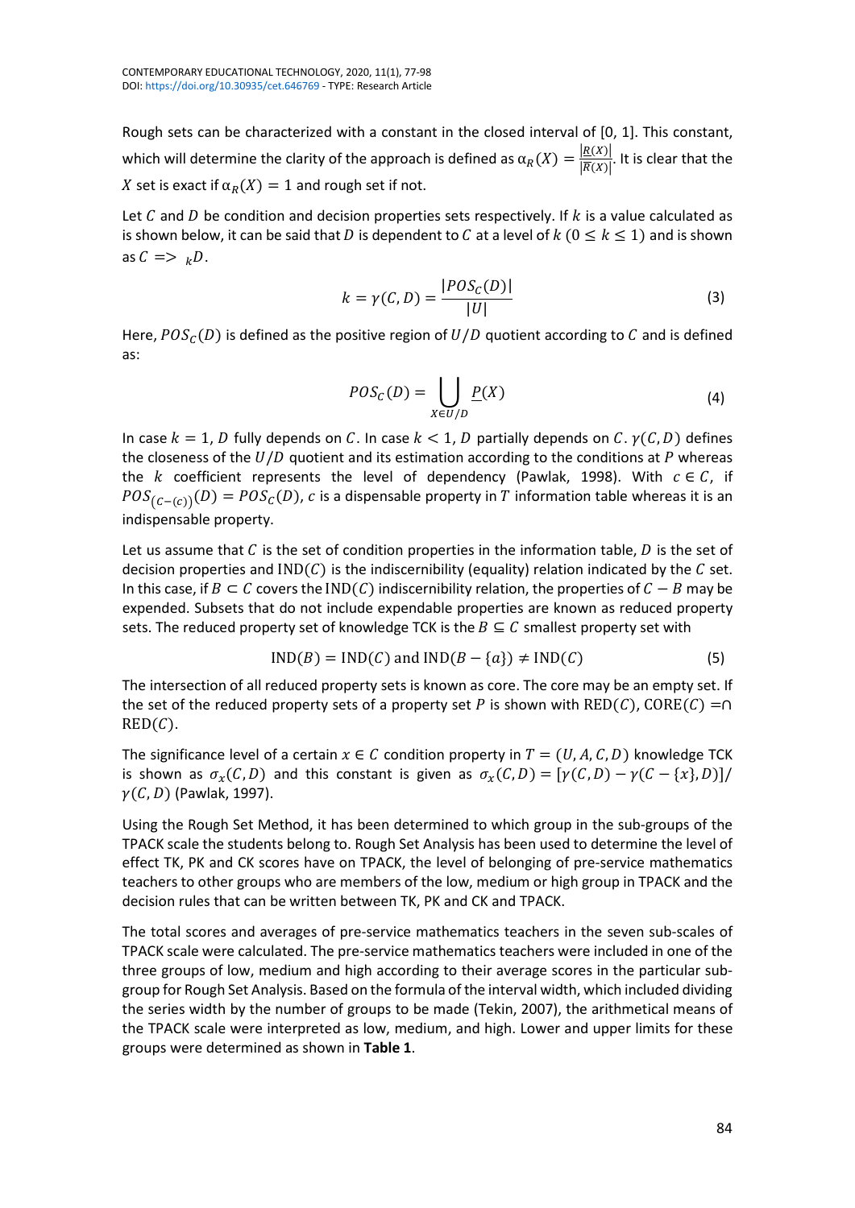Rough sets can be characterized with a constant in the closed interval of [0, 1]. This constant, which will determine the clarity of the approach is defined as $\alpha_R(X) = \frac{|\underline{R}(X)|}{|\overline{R}(X)|}$. It is clear that the $X$ set is exact if $\alpha_R(X) = 1$ and rough set if not.

Let $C$ and $D$ be condition and decision properties sets respectively. If $k$ is a value calculated as is shown below, it can be said that $D$ is dependent to $C$ at a level of $k$ $(0 \leq k \leq 1)$ and is shown as $C \; => \; _k D$.

$$k = \gamma(C, D) = \frac{|POS_C(D)|}{|U|} \tag{3}$$

Here, $POS_C(D)$ is defined as the positive region of $U/D$ quotient according to $C$ and is defined as:

$$POS_C(D) = \bigcup_{X \in U/D} \underline{P}(X) \tag{4}$$

In case $k = 1$, $D$ fully depends on $C$. In case $k < 1$, $D$ partially depends on $C$. $\gamma(C, D)$ defines the closeness of the $U/D$ quotient and its estimation according to the conditions at $P$ whereas the $k$ coefficient represents the level of dependency (Pawlak, 1998). With $c \in C$, if $POS_{(C-(c))}(D) = POS_C(D)$, $c$ is a dispensable property in $T$ information table whereas it is an indispensable property.

Let us assume that $C$ is the set of condition properties in the information table, $D$ is the set of decision properties and $\text{IND}(C)$ is the indiscernibility (equality) relation indicated by the $C$ set. In this case, if $B \subset C$ covers the $\text{IND}(C)$ indiscernibility relation, the properties of $C - B$ may be expended. Subsets that do not include expendable properties are known as reduced property sets. The reduced property set of knowledge TCK is the $B \subseteq C$ smallest property set with

$$\text{IND}(B) = \text{IND}(C) \text{ and } \text{IND}(B - \{a\}) \neq \text{IND}(C) \tag{5}$$

The intersection of all reduced property sets is known as core. The core may be an empty set. If the set of the reduced property sets of a property set $P$ is shown with $\text{RED}(C)$, $\text{CORE}(C) = \cap \, \text{RED}(C)$.

The significance level of a certain $x \in C$ condition property in $T = (U, A, C, D)$ knowledge TCK is shown as $\sigma_x(C, D)$ and this constant is given as $\sigma_x(C, D) = [\gamma(C, D) - \gamma(C - \{x\}, D)]/\gamma(C, D)$ (Pawlak, 1997).

Using the Rough Set Method, it has been determined to which group in the sub-groups of the TPACK scale the students belong to. Rough Set Analysis has been used to determine the level of effect TK, PK and CK scores have on TPACK, the level of belonging of pre-service mathematics teachers to other groups who are members of the low, medium or high group in TPACK and the decision rules that can be written between TK, PK and CK and TPACK.

The total scores and averages of pre-service mathematics teachers in the seven sub-scales of TPACK scale were calculated. The pre-service mathematics teachers were included in one of the three groups of low, medium and high according to their average scores in the particular sub-group for Rough Set Analysis. Based on the formula of the interval width, which included dividing the series width by the number of groups to be made (Tekin, 2007), the arithmetical means of the TPACK scale were interpreted as low, medium, and high. Lower and upper limits for these groups were determined as shown in **Table 1**.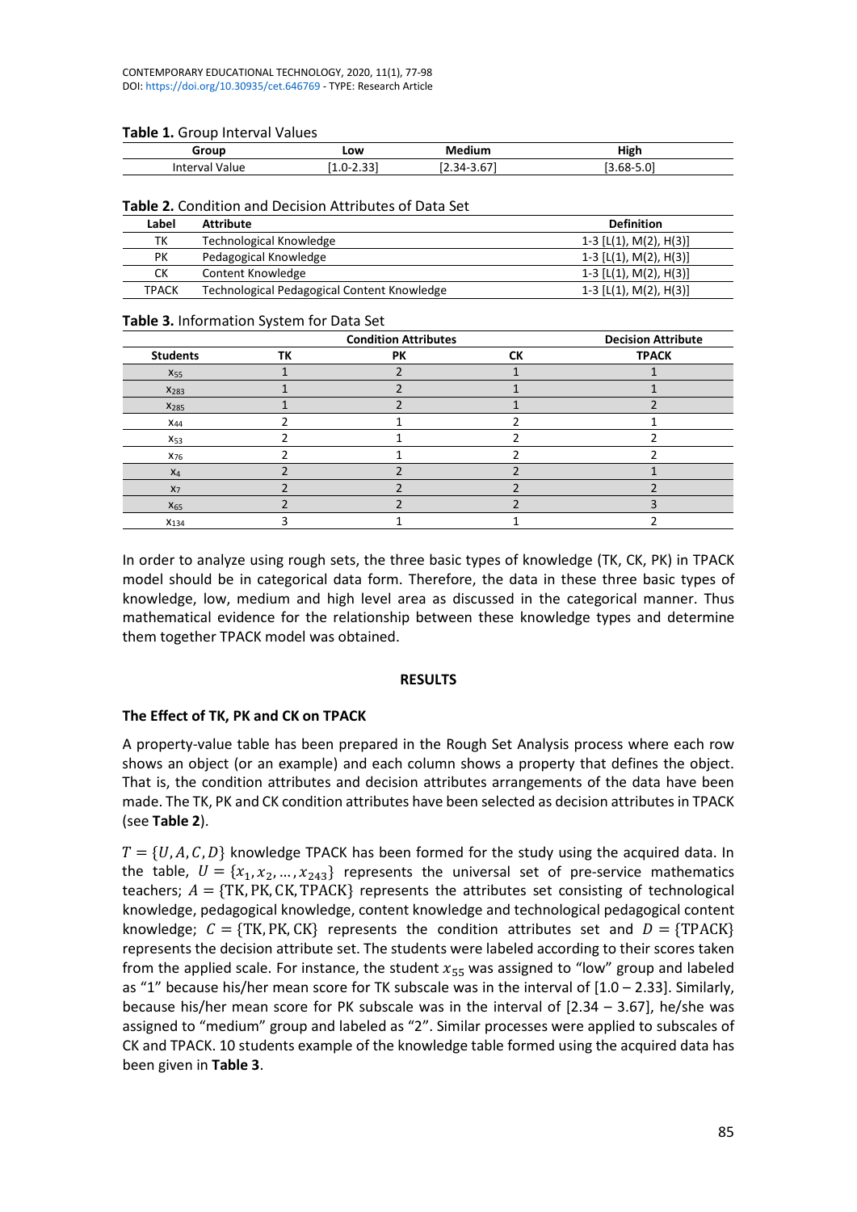**Table 1.** Group Interval Values

| Group | Low | Medium | High |
|---|---|---|---|
| Interval Value | [1.0-2.33] | [2.34-3.67] | [3.68-5.0] |

**Table 2.** Condition and Decision Attributes of Data Set

| Label | Attribute | Definition |
|---|---|---|
| TK | Technological Knowledge | 1-3 [L(1), M(2), H(3)] |
| PK | Pedagogical Knowledge | 1-3 [L(1), M(2), H(3)] |
| CK | Content Knowledge | 1-3 [L(1), M(2), H(3)] |
| TPACK | Technological Pedagogical Content Knowledge | 1-3 [L(1), M(2), H(3)] |

**Table 3.** Information System for Data Set

| | Condition Attributes | | | Decision Attribute |
|---|---|---|---|---|
| Students | TK | PK | CK | TPACK |
| $x_{55}$ | 1 | 2 | 1 | 1 |
| $x_{283}$ | 1 | 2 | 1 | 1 |
| $x_{285}$ | 1 | 2 | 1 | 2 |
| $x_{44}$ | 2 | 1 | 2 | 1 |
| $x_{53}$ | 2 | 1 | 2 | 2 |
| $x_{76}$ | 2 | 1 | 2 | 2 |
| $x_{4}$ | 2 | 2 | 2 | 1 |
| $x_{7}$ | 2 | 2 | 2 | 2 |
| $x_{65}$ | 2 | 2 | 2 | 3 |
| $x_{134}$ | 3 | 1 | 1 | 2 |

In order to analyze using rough sets, the three basic types of knowledge (TK, CK, PK) in TPACK model should be in categorical data form. Therefore, the data in these three basic types of knowledge, low, medium and high level area as discussed in the categorical manner. Thus mathematical evidence for the relationship between these knowledge types and determine them together TPACK model was obtained.

## RESULTS

### The Effect of TK, PK and CK on TPACK

A property-value table has been prepared in the Rough Set Analysis process where each row shows an object (or an example) and each column shows a property that defines the object. That is, the condition attributes and decision attributes arrangements of the data have been made. The TK, PK and CK condition attributes have been selected as decision attributes in TPACK (see **Table 2**).

$T = \{U, A, C, D\}$ knowledge TPACK has been formed for the study using the acquired data. In the table, $U = \{x_1, x_2, \ldots, x_{243}\}$ represents the universal set of pre-service mathematics teachers; $A = \{\text{TK}, \text{PK}, \text{CK}, \text{TPACK}\}$ represents the attributes set consisting of technological knowledge, pedagogical knowledge, content knowledge and technological pedagogical content knowledge; $C = \{\text{TK}, \text{PK}, \text{CK}\}$ represents the condition attributes set and $D = \{\text{TPACK}\}$ represents the decision attribute set. The students were labeled according to their scores taken from the applied scale. For instance, the student $x_{55}$ was assigned to "low" group and labeled as "1" because his/her mean score for TK subscale was in the interval of [1.0 – 2.33]. Similarly, because his/her mean score for PK subscale was in the interval of [2.34 – 3.67], he/she was assigned to "medium" group and labeled as "2". Similar processes were applied to subscales of CK and TPACK. 10 students example of the knowledge table formed using the acquired data has been given in **Table 3**.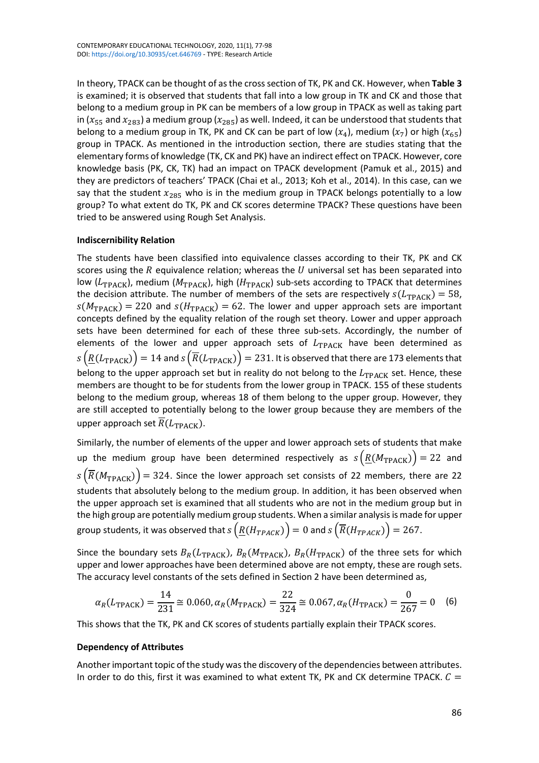In theory, TPACK can be thought of as the cross section of TK, PK and CK. However, when **Table 3** is examined; it is observed that students that fall into a low group in TK and CK and those that belong to a medium group in PK can be members of a low group in TPACK as well as taking part in ($x_{55}$ and $x_{283}$) a medium group ($x_{285}$) as well. Indeed, it can be understood that students that belong to a medium group in TK, PK and CK can be part of low ($x_4$), medium ($x_7$) or high ($x_{65}$) group in TPACK. As mentioned in the introduction section, there are studies stating that the elementary forms of knowledge (TK, CK and PK) have an indirect effect on TPACK. However, core knowledge basis (PK, CK, TK) had an impact on TPACK development (Pamuk et al., 2015) and they are predictors of teachers' TPACK (Chai et al., 2013; Koh et al., 2014). In this case, can we say that the student $x_{285}$ who is in the medium group in TPACK belongs potentially to a low group? To what extent do TK, PK and CK scores determine TPACK? These questions have been tried to be answered using Rough Set Analysis.

### Indiscernibility Relation

The students have been classified into equivalence classes according to their TK, PK and CK scores using the $R$ equivalence relation; whereas the $U$ universal set has been separated into low ($L_{\text{TPACK}}$), medium ($M_{\text{TPACK}}$), high ($H_{\text{TPACK}}$) sub-sets according to TPACK that determines the decision attribute. The number of members of the sets are respectively $s(L_{\text{TPACK}}) = 58$, $s(M_{\text{TPACK}}) = 220$ and $s(H_{\text{TPACK}}) = 62$. The lower and upper approach sets are important concepts defined by the equality relation of the rough set theory. Lower and upper approach sets have been determined for each of these three sub-sets. Accordingly, the number of elements of the lower and upper approach sets of $L_{\text{TPACK}}$ have been determined as $s\left(\underline{R}(L_{\text{TPACK}})\right) = 14$ and $s\left(\overline{R}(L_{\text{TPACK}})\right) = 231$. It is observed that there are 173 elements that belong to the upper approach set but in reality do not belong to the $L_{\text{TPACK}}$ set. Hence, these members are thought to be for students from the lower group in TPACK. 155 of these students belong to the medium group, whereas 18 of them belong to the upper group. However, they are still accepted to potentially belong to the lower group because they are members of the upper approach set $\overline{R}(L_{\text{TPACK}})$.

Similarly, the number of elements of the upper and lower approach sets of students that make up the medium group have been determined respectively as $s\left(\underline{R}(M_{\text{TPACK}})\right) = 22$ and $s\left(\overline{R}(M_{\text{TPACK}})\right) = 324$. Since the lower approach set consists of 22 members, there are 22 students that absolutely belong to the medium group. In addition, it has been observed when the upper approach set is examined that all students who are not in the medium group but in the high group are potentially medium group students. When a similar analysis is made for upper group students, it was observed that $s\left(\underline{R}(H_{TPACK})\right) = 0$ and $s\left(\overline{R}(H_{TPACK})\right) = 267$.

Since the boundary sets $B_R(L_{\text{TPACK}})$, $B_R(M_{\text{TPACK}})$, $B_R(H_{\text{TPACK}})$ of the three sets for which upper and lower approaches have been determined above are not empty, these are rough sets. The accuracy level constants of the sets defined in Section 2 have been determined as,

$$\alpha_R(L_{\text{TPACK}}) = \frac{14}{231} \cong 0.060, \alpha_R(M_{\text{TPACK}}) = \frac{22}{324} \cong 0.067, \alpha_R(H_{\text{TPACK}}) = \frac{0}{267} = 0 \quad (6)$$

This shows that the TK, PK and CK scores of students partially explain their TPACK scores.

### Dependency of Attributes

Another important topic of the study was the discovery of the dependencies between attributes. In order to do this, first it was examined to what extent TK, PK and CK determine TPACK. $C =$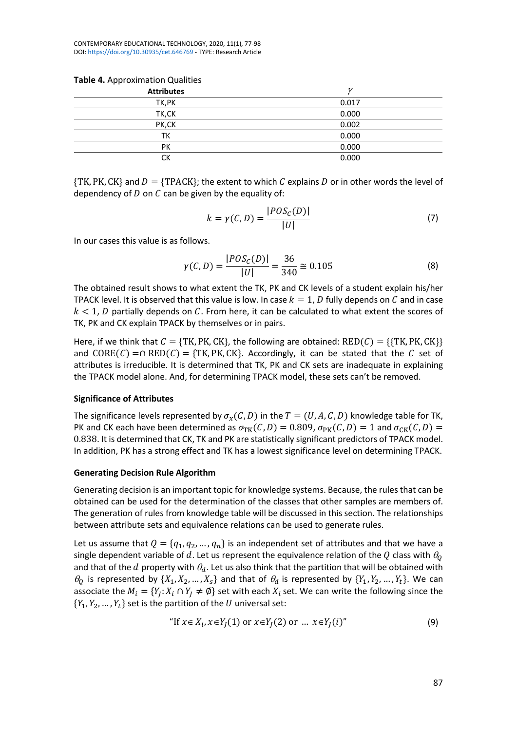**Table 4.** Approximation Qualities

| Attributes | $\gamma$ |
|---|---|
| TK,PK | 0.017 |
| TK,CK | 0.000 |
| PK,CK | 0.002 |
| TK | 0.000 |
| PK | 0.000 |
| CK | 0.000 |

$\{\text{TK}, \text{PK}, \text{CK}\}$ and $D = \{\text{TPACK}\}$; the extent to which $C$ explains $D$ or in other words the level of dependency of $D$ on $C$ can be given by the equality of:

$$k = \gamma(C, D) = \frac{|POS_C(D)|}{|U|} \tag{7}$$

In our cases this value is as follows.

$$\gamma(C, D) = \frac{|POS_C(D)|}{|U|} = \frac{36}{340} \cong 0.105 \tag{8}$$

The obtained result shows to what extent the TK, PK and CK levels of a student explain his/her TPACK level. It is observed that this value is low. In case $k = 1$, $D$ fully depends on $C$ and in case $k < 1$, $D$ partially depends on $C$. From here, it can be calculated to what extent the scores of TK, PK and CK explain TPACK by themselves or in pairs.

Here, if we think that $C = \{\text{TK}, \text{PK}, \text{CK}\}$, the following are obtained: $\text{RED}(C) = \{\{\text{TK}, \text{PK}, \text{CK}\}\}$ and $\text{CORE}(C) = \cap \, \text{RED}(C) = \{\text{TK}, \text{PK}, \text{CK}\}$. Accordingly, it can be stated that the $C$ set of attributes is irreducible. It is determined that TK, PK and CK sets are inadequate in explaining the TPACK model alone. And, for determining TPACK model, these sets can't be removed.

### Significance of Attributes

The significance levels represented by $\sigma_x(C, D)$ in the $T = (U, A, C, D)$ knowledge table for TK, PK and CK each have been determined as $\sigma_{\text{TK}}(C, D) = 0.809$, $\sigma_{\text{PK}}(C, D) = 1$ and $\sigma_{\text{CK}}(C, D) = 0.838$. It is determined that CK, TK and PK are statistically significant predictors of TPACK model. In addition, PK has a strong effect and TK has a lowest significance level on determining TPACK.

### Generating Decision Rule Algorithm

Generating decision is an important topic for knowledge systems. Because, the rules that can be obtained can be used for the determination of the classes that other samples are members of. The generation of rules from knowledge table will be discussed in this section. The relationships between attribute sets and equivalence relations can be used to generate rules.

Let us assume that $Q = \{q_1, q_2, \ldots, q_n\}$ is an independent set of attributes and that we have a single dependent variable of $d$. Let us represent the equivalence relation of the $Q$ class with $\theta_Q$ and that of the $d$ property with $\theta_d$. Let us also think that the partition that will be obtained with $\theta_Q$ is represented by $\{X_1, X_2, \ldots, X_s\}$ and that of $\theta_d$ is represented by $\{Y_1, Y_2, \ldots, Y_t\}$. We can associate the $M_i = \{Y_j : X_i \cap Y_j \neq \emptyset\}$ set with each $X_i$ set. We can write the following since the $\{Y_1, Y_2, \ldots, Y_t\}$ set is the partition of the $U$ universal set:

$$\text{“If } x \in X_i, x \in Y_J(1) \text{ or } x \in Y_J(2) \text{ or } \ldots \; x \in Y_J(i)\text{”} \tag{9}$$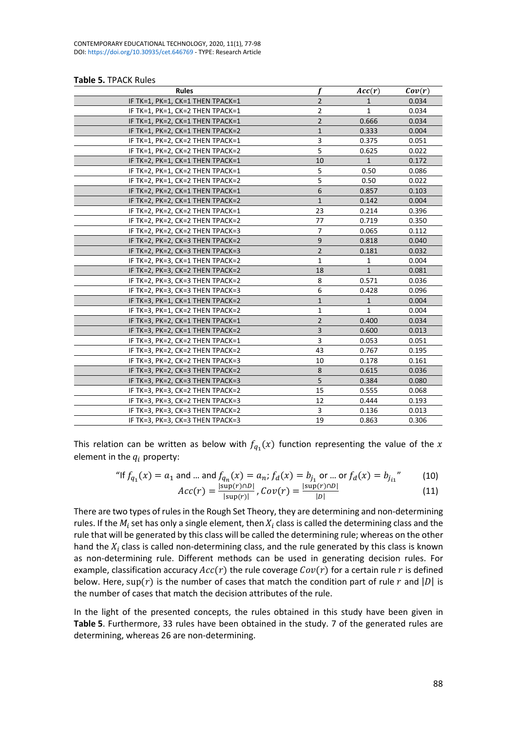**Table 5.** TPACK Rules

| Rules | $f$ | $Acc(r)$ | $Cov(r)$ |
|---|---|---|---|
| IF TK=1, PK=1, CK=1 THEN TPACK=1 | 2 | 1 | 0.034 |
| IF TK=1, PK=1, CK=2 THEN TPACK=1 | 2 | 1 | 0.034 |
| IF TK=1, PK=2, CK=1 THEN TPACK=1 | 2 | 0.666 | 0.034 |
| IF TK=1, PK=2, CK=1 THEN TPACK=2 | 1 | 0.333 | 0.004 |
| IF TK=1, PK=2, CK=2 THEN TPACK=1 | 3 | 0.375 | 0.051 |
| IF TK=1, PK=2, CK=2 THEN TPACK=2 | 5 | 0.625 | 0.022 |
| IF TK=2, PK=1, CK=1 THEN TPACK=1 | 10 | 1 | 0.172 |
| IF TK=2, PK=1, CK=2 THEN TPACK=1 | 5 | 0.50 | 0.086 |
| IF TK=2, PK=1, CK=2 THEN TPACK=2 | 5 | 0.50 | 0.022 |
| IF TK=2, PK=2, CK=1 THEN TPACK=1 | 6 | 0.857 | 0.103 |
| IF TK=2, PK=2, CK=1 THEN TPACK=2 | 1 | 0.142 | 0.004 |
| IF TK=2, PK=2, CK=2 THEN TPACK=1 | 23 | 0.214 | 0.396 |
| IF TK=2, PK=2, CK=2 THEN TPACK=2 | 77 | 0.719 | 0.350 |
| IF TK=2, PK=2, CK=2 THEN TPACK=3 | 7 | 0.065 | 0.112 |
| IF TK=2, PK=2, CK=3 THEN TPACK=2 | 9 | 0.818 | 0.040 |
| IF TK=2, PK=2, CK=3 THEN TPACK=3 | 2 | 0.181 | 0.032 |
| IF TK=2, PK=3, CK=1 THEN TPACK=2 | 1 | 1 | 0.004 |
| IF TK=2, PK=3, CK=2 THEN TPACK=2 | 18 | 1 | 0.081 |
| IF TK=2, PK=3, CK=3 THEN TPACK=2 | 8 | 0.571 | 0.036 |
| IF TK=2, PK=3, CK=3 THEN TPACK=3 | 6 | 0.428 | 0.096 |
| IF TK=3, PK=1, CK=1 THEN TPACK=2 | 1 | 1 | 0.004 |
| IF TK=3, PK=1, CK=2 THEN TPACK=2 | 1 | 1 | 0.004 |
| IF TK=3, PK=2, CK=1 THEN TPACK=1 | 2 | 0.400 | 0.034 |
| IF TK=3, PK=2, CK=1 THEN TPACK=2 | 3 | 0.600 | 0.013 |
| IF TK=3, PK=2, CK=2 THEN TPACK=1 | 3 | 0.053 | 0.051 |
| IF TK=3, PK=2, CK=2 THEN TPACK=2 | 43 | 0.767 | 0.195 |
| IF TK=3, PK=2, CK=2 THEN TPACK=3 | 10 | 0.178 | 0.161 |
| IF TK=3, PK=2, CK=3 THEN TPACK=2 | 8 | 0.615 | 0.036 |
| IF TK=3, PK=2, CK=3 THEN TPACK=3 | 5 | 0.384 | 0.080 |
| IF TK=3, PK=3, CK=2 THEN TPACK=2 | 15 | 0.555 | 0.068 |
| IF TK=3, PK=3, CK=2 THEN TPACK=3 | 12 | 0.444 | 0.193 |
| IF TK=3, PK=3, CK=3 THEN TPACK=2 | 3 | 0.136 | 0.013 |
| IF TK=3, PK=3, CK=3 THEN TPACK=3 | 19 | 0.863 | 0.306 |

This relation can be written as below with $f_{q_1}(x)$ function representing the value of the $x$ element in the $q_i$ property:

$$\text{“If } f_{q_1}(x) = a_1 \text{ and } \ldots \text{ and } f_{q_n}(x) = a_n; f_d(x) = b_{j_1} \text{ or } \ldots \text{ or } f_d(x) = b_{j_{i1}}\text{”} \tag{10}$$

$$Acc(r) = \frac{|\sup(r) \cap D|}{|\sup(r)|}, Cov(r) = \frac{|\sup(r) \cap D|}{|D|} \tag{11}$$

There are two types of rules in the Rough Set Theory, they are determining and non-determining rules. If the $M_i$ set has only a single element, then $X_i$ class is called the determining class and the rule that will be generated by this class will be called the determining rule; whereas on the other hand the $X_i$ class is called non-determining class, and the rule generated by this class is known as non-determining rule. Different methods can be used in generating decision rules. For example, classification accuracy $Acc(r)$ the rule coverage $Cov(r)$ for a certain rule $r$ is defined below. Here, $\sup(r)$ is the number of cases that match the condition part of rule $r$ and $|D|$ is the number of cases that match the decision attributes of the rule.

In the light of the presented concepts, the rules obtained in this study have been given in **Table 5**. Furthermore, 33 rules have been obtained in the study. 7 of the generated rules are determining, whereas 26 are non-determining.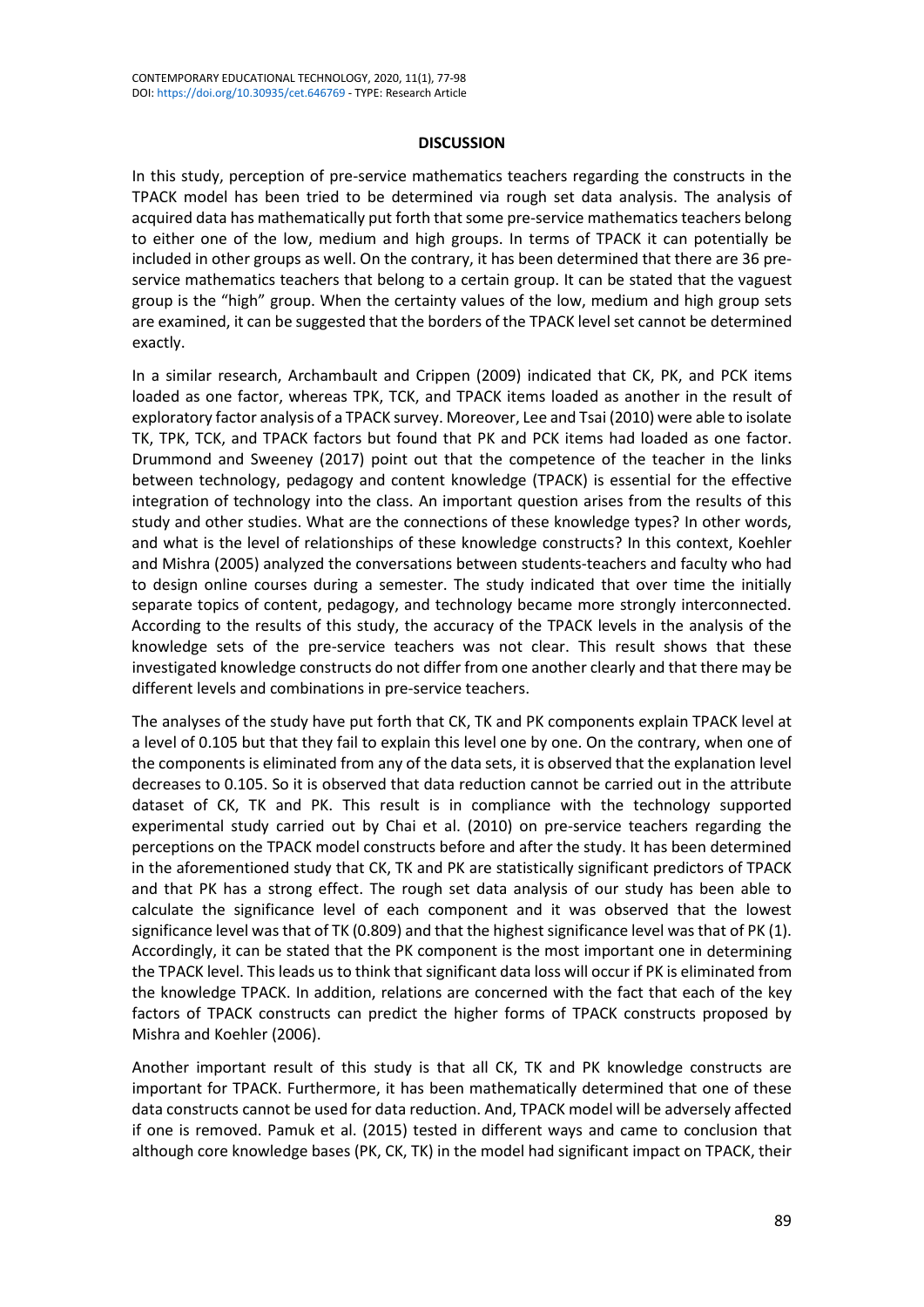## DISCUSSION

In this study, perception of pre-service mathematics teachers regarding the constructs in the TPACK model has been tried to be determined via rough set data analysis. The analysis of acquired data has mathematically put forth that some pre-service mathematics teachers belong to either one of the low, medium and high groups. In terms of TPACK it can potentially be included in other groups as well. On the contrary, it has been determined that there are 36 pre-service mathematics teachers that belong to a certain group. It can be stated that the vaguest group is the "high" group. When the certainty values of the low, medium and high group sets are examined, it can be suggested that the borders of the TPACK level set cannot be determined exactly.

In a similar research, Archambault and Crippen (2009) indicated that CK, PK, and PCK items loaded as one factor, whereas TPK, TCK, and TPACK items loaded as another in the result of exploratory factor analysis of a TPACK survey. Moreover, Lee and Tsai (2010) were able to isolate TK, TPK, TCK, and TPACK factors but found that PK and PCK items had loaded as one factor. Drummond and Sweeney (2017) point out that the competence of the teacher in the links between technology, pedagogy and content knowledge (TPACK) is essential for the effective integration of technology into the class. An important question arises from the results of this study and other studies. What are the connections of these knowledge types? In other words, and what is the level of relationships of these knowledge constructs? In this context, Koehler and Mishra (2005) analyzed the conversations between students-teachers and faculty who had to design online courses during a semester. The study indicated that over time the initially separate topics of content, pedagogy, and technology became more strongly interconnected. According to the results of this study, the accuracy of the TPACK levels in the analysis of the knowledge sets of the pre-service teachers was not clear. This result shows that these investigated knowledge constructs do not differ from one another clearly and that there may be different levels and combinations in pre-service teachers.

The analyses of the study have put forth that CK, TK and PK components explain TPACK level at a level of 0.105 but that they fail to explain this level one by one. On the contrary, when one of the components is eliminated from any of the data sets, it is observed that the explanation level decreases to 0.105. So it is observed that data reduction cannot be carried out in the attribute dataset of CK, TK and PK. This result is in compliance with the technology supported experimental study carried out by Chai et al. (2010) on pre-service teachers regarding the perceptions on the TPACK model constructs before and after the study. It has been determined in the aforementioned study that CK, TK and PK are statistically significant predictors of TPACK and that PK has a strong effect. The rough set data analysis of our study has been able to calculate the significance level of each component and it was observed that the lowest significance level was that of TK (0.809) and that the highest significance level was that of PK (1). Accordingly, it can be stated that the PK component is the most important one in determining the TPACK level. This leads us to think that significant data loss will occur if PK is eliminated from the knowledge TPACK. In addition, relations are concerned with the fact that each of the key factors of TPACK constructs can predict the higher forms of TPACK constructs proposed by Mishra and Koehler (2006).

Another important result of this study is that all CK, TK and PK knowledge constructs are important for TPACK. Furthermore, it has been mathematically determined that one of these data constructs cannot be used for data reduction. And, TPACK model will be adversely affected if one is removed. Pamuk et al. (2015) tested in different ways and came to conclusion that although core knowledge bases (PK, CK, TK) in the model had significant impact on TPACK, their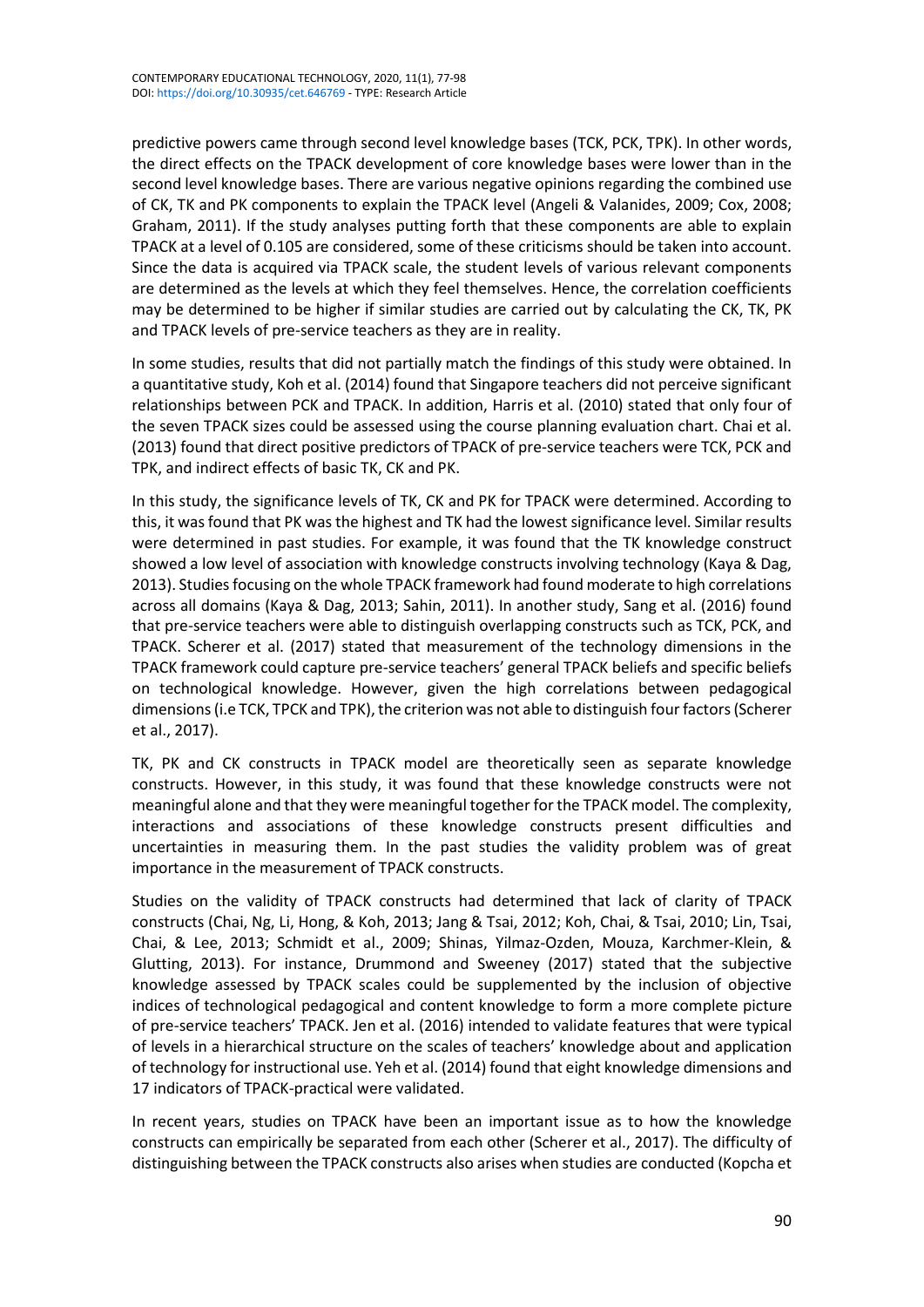predictive powers came through second level knowledge bases (TCK, PCK, TPK). In other words, the direct effects on the TPACK development of core knowledge bases were lower than in the second level knowledge bases. There are various negative opinions regarding the combined use of CK, TK and PK components to explain the TPACK level (Angeli & Valanides, 2009; Cox, 2008; Graham, 2011). If the study analyses putting forth that these components are able to explain TPACK at a level of 0.105 are considered, some of these criticisms should be taken into account. Since the data is acquired via TPACK scale, the student levels of various relevant components are determined as the levels at which they feel themselves. Hence, the correlation coefficients may be determined to be higher if similar studies are carried out by calculating the CK, TK, PK and TPACK levels of pre-service teachers as they are in reality.

In some studies, results that did not partially match the findings of this study were obtained. In a quantitative study, Koh et al. (2014) found that Singapore teachers did not perceive significant relationships between PCK and TPACK. In addition, Harris et al. (2010) stated that only four of the seven TPACK sizes could be assessed using the course planning evaluation chart. Chai et al. (2013) found that direct positive predictors of TPACK of pre-service teachers were TCK, PCK and TPK, and indirect effects of basic TK, CK and PK.

In this study, the significance levels of TK, CK and PK for TPACK were determined. According to this, it was found that PK was the highest and TK had the lowest significance level. Similar results were determined in past studies. For example, it was found that the TK knowledge construct showed a low level of association with knowledge constructs involving technology (Kaya & Dag, 2013). Studies focusing on the whole TPACK framework had found moderate to high correlations across all domains (Kaya & Dag, 2013; Sahin, 2011). In another study, Sang et al. (2016) found that pre-service teachers were able to distinguish overlapping constructs such as TCK, PCK, and TPACK. Scherer et al. (2017) stated that measurement of the technology dimensions in the TPACK framework could capture pre-service teachers' general TPACK beliefs and specific beliefs on technological knowledge. However, given the high correlations between pedagogical dimensions (i.e TCK, TPCK and TPK), the criterion was not able to distinguish four factors (Scherer et al., 2017).

TK, PK and CK constructs in TPACK model are theoretically seen as separate knowledge constructs. However, in this study, it was found that these knowledge constructs were not meaningful alone and that they were meaningful together for the TPACK model. The complexity, interactions and associations of these knowledge constructs present difficulties and uncertainties in measuring them. In the past studies the validity problem was of great importance in the measurement of TPACK constructs.

Studies on the validity of TPACK constructs had determined that lack of clarity of TPACK constructs (Chai, Ng, Li, Hong, & Koh, 2013; Jang & Tsai, 2012; Koh, Chai, & Tsai, 2010; Lin, Tsai, Chai, & Lee, 2013; Schmidt et al., 2009; Shinas, Yilmaz-Ozden, Mouza, Karchmer-Klein, & Glutting, 2013). For instance, Drummond and Sweeney (2017) stated that the subjective knowledge assessed by TPACK scales could be supplemented by the inclusion of objective indices of technological pedagogical and content knowledge to form a more complete picture of pre-service teachers' TPACK. Jen et al. (2016) intended to validate features that were typical of levels in a hierarchical structure on the scales of teachers' knowledge about and application of technology for instructional use. Yeh et al. (2014) found that eight knowledge dimensions and 17 indicators of TPACK-practical were validated.

In recent years, studies on TPACK have been an important issue as to how the knowledge constructs can empirically be separated from each other (Scherer et al., 2017). The difficulty of distinguishing between the TPACK constructs also arises when studies are conducted (Kopcha et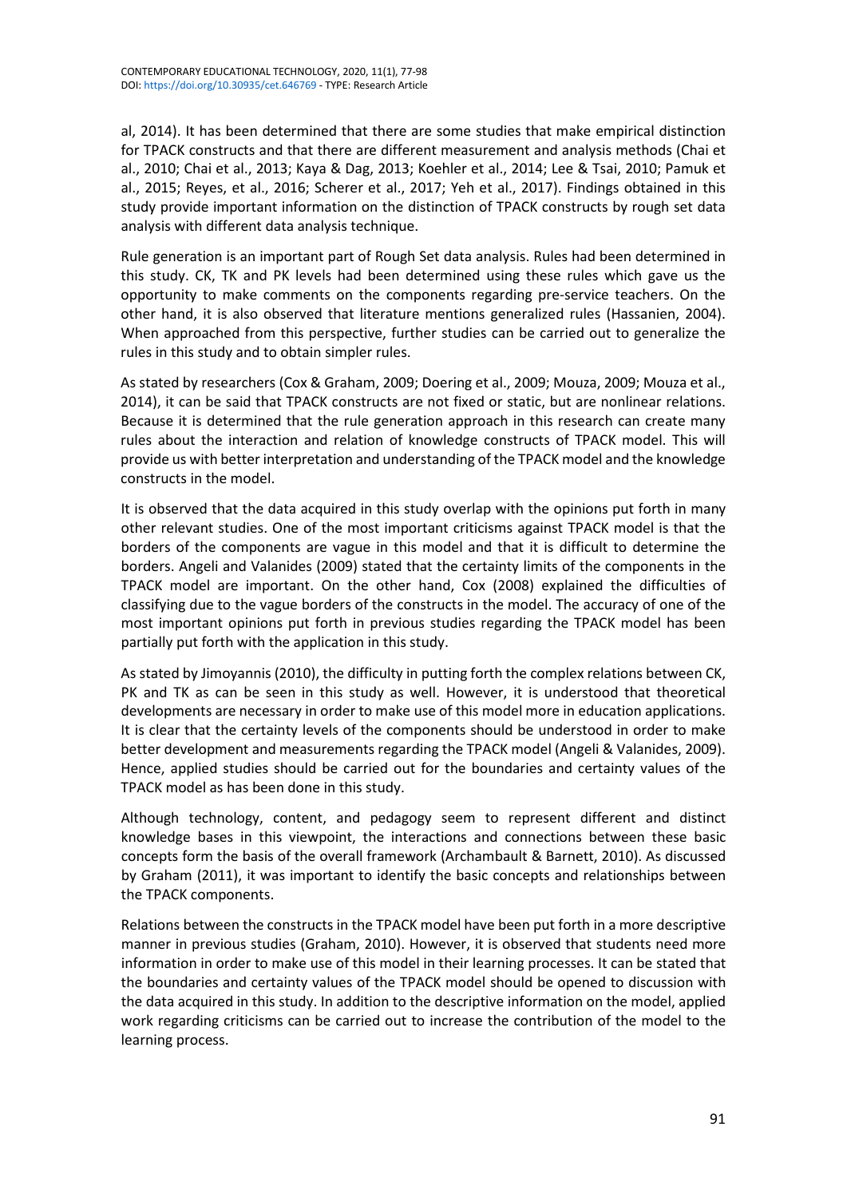al, 2014). It has been determined that there are some studies that make empirical distinction for TPACK constructs and that there are different measurement and analysis methods (Chai et al., 2010; Chai et al., 2013; Kaya & Dag, 2013; Koehler et al., 2014; Lee & Tsai, 2010; Pamuk et al., 2015; Reyes, et al., 2016; Scherer et al., 2017; Yeh et al., 2017). Findings obtained in this study provide important information on the distinction of TPACK constructs by rough set data analysis with different data analysis technique.

Rule generation is an important part of Rough Set data analysis. Rules had been determined in this study. CK, TK and PK levels had been determined using these rules which gave us the opportunity to make comments on the components regarding pre-service teachers. On the other hand, it is also observed that literature mentions generalized rules (Hassanien, 2004). When approached from this perspective, further studies can be carried out to generalize the rules in this study and to obtain simpler rules.

As stated by researchers (Cox & Graham, 2009; Doering et al., 2009; Mouza, 2009; Mouza et al., 2014), it can be said that TPACK constructs are not fixed or static, but are nonlinear relations. Because it is determined that the rule generation approach in this research can create many rules about the interaction and relation of knowledge constructs of TPACK model. This will provide us with better interpretation and understanding of the TPACK model and the knowledge constructs in the model.

It is observed that the data acquired in this study overlap with the opinions put forth in many other relevant studies. One of the most important criticisms against TPACK model is that the borders of the components are vague in this model and that it is difficult to determine the borders. Angeli and Valanides (2009) stated that the certainty limits of the components in the TPACK model are important. On the other hand, Cox (2008) explained the difficulties of classifying due to the vague borders of the constructs in the model. The accuracy of one of the most important opinions put forth in previous studies regarding the TPACK model has been partially put forth with the application in this study.

As stated by Jimoyannis (2010), the difficulty in putting forth the complex relations between CK, PK and TK as can be seen in this study as well. However, it is understood that theoretical developments are necessary in order to make use of this model more in education applications. It is clear that the certainty levels of the components should be understood in order to make better development and measurements regarding the TPACK model (Angeli & Valanides, 2009). Hence, applied studies should be carried out for the boundaries and certainty values of the TPACK model as has been done in this study.

Although technology, content, and pedagogy seem to represent different and distinct knowledge bases in this viewpoint, the interactions and connections between these basic concepts form the basis of the overall framework (Archambault & Barnett, 2010). As discussed by Graham (2011), it was important to identify the basic concepts and relationships between the TPACK components.

Relations between the constructs in the TPACK model have been put forth in a more descriptive manner in previous studies (Graham, 2010). However, it is observed that students need more information in order to make use of this model in their learning processes. It can be stated that the boundaries and certainty values of the TPACK model should be opened to discussion with the data acquired in this study. In addition to the descriptive information on the model, applied work regarding criticisms can be carried out to increase the contribution of the model to the learning process.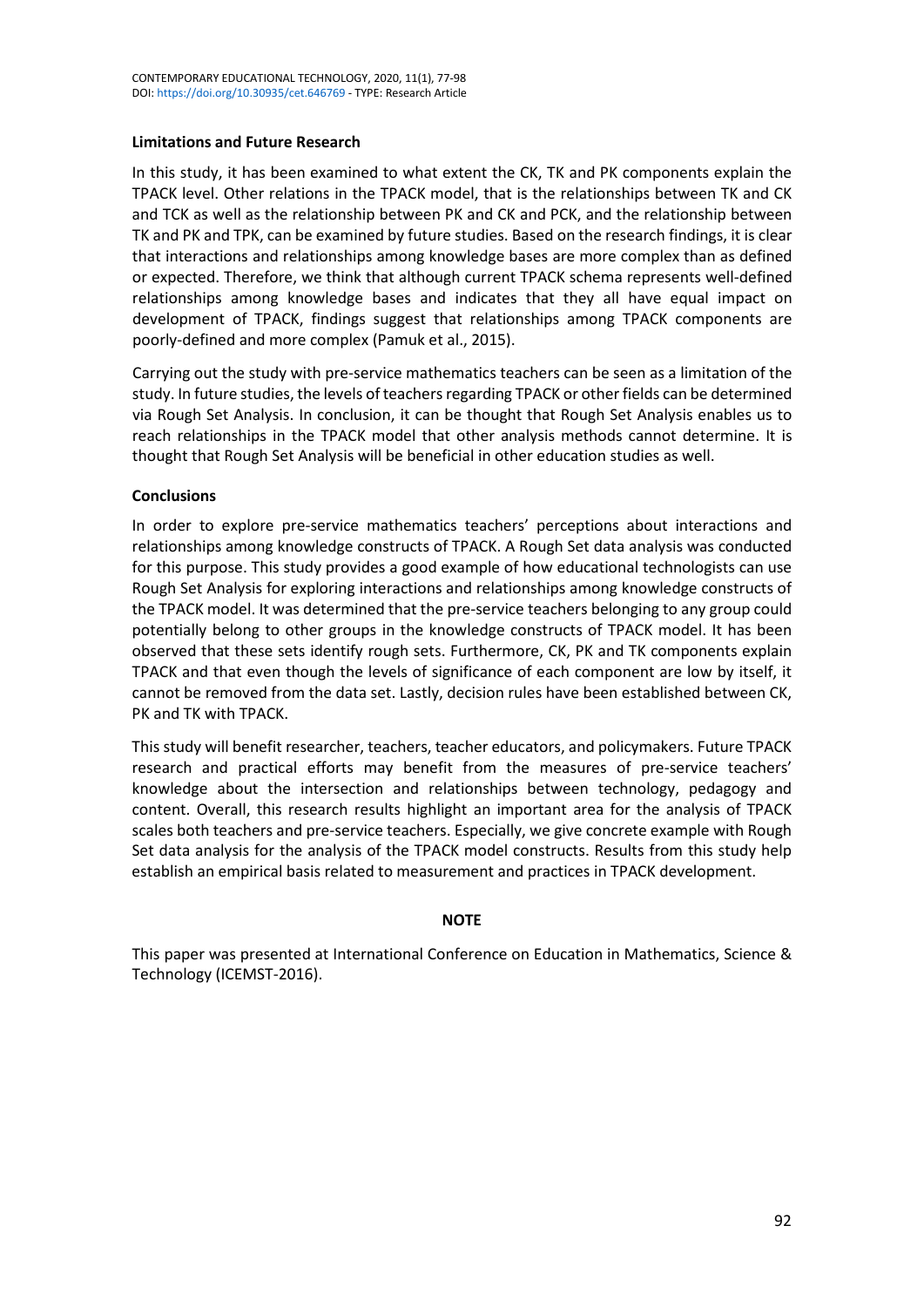### Limitations and Future Research

In this study, it has been examined to what extent the CK, TK and PK components explain the TPACK level. Other relations in the TPACK model, that is the relationships between TK and CK and TCK as well as the relationship between PK and CK and PCK, and the relationship between TK and PK and TPK, can be examined by future studies. Based on the research findings, it is clear that interactions and relationships among knowledge bases are more complex than as defined or expected. Therefore, we think that although current TPACK schema represents well-defined relationships among knowledge bases and indicates that they all have equal impact on development of TPACK, findings suggest that relationships among TPACK components are poorly-defined and more complex (Pamuk et al., 2015).

Carrying out the study with pre-service mathematics teachers can be seen as a limitation of the study. In future studies, the levels of teachers regarding TPACK or other fields can be determined via Rough Set Analysis. In conclusion, it can be thought that Rough Set Analysis enables us to reach relationships in the TPACK model that other analysis methods cannot determine. It is thought that Rough Set Analysis will be beneficial in other education studies as well.

### Conclusions

In order to explore pre-service mathematics teachers' perceptions about interactions and relationships among knowledge constructs of TPACK. A Rough Set data analysis was conducted for this purpose. This study provides a good example of how educational technologists can use Rough Set Analysis for exploring interactions and relationships among knowledge constructs of the TPACK model. It was determined that the pre-service teachers belonging to any group could potentially belong to other groups in the knowledge constructs of TPACK model. It has been observed that these sets identify rough sets. Furthermore, CK, PK and TK components explain TPACK and that even though the levels of significance of each component are low by itself, it cannot be removed from the data set. Lastly, decision rules have been established between CK, PK and TK with TPACK.

This study will benefit researcher, teachers, teacher educators, and policymakers. Future TPACK research and practical efforts may benefit from the measures of pre-service teachers' knowledge about the intersection and relationships between technology, pedagogy and content. Overall, this research results highlight an important area for the analysis of TPACK scales both teachers and pre-service teachers. Especially, we give concrete example with Rough Set data analysis for the analysis of the TPACK model constructs. Results from this study help establish an empirical basis related to measurement and practices in TPACK development.

**NOTE**

This paper was presented at International Conference on Education in Mathematics, Science & Technology (ICEMST-2016).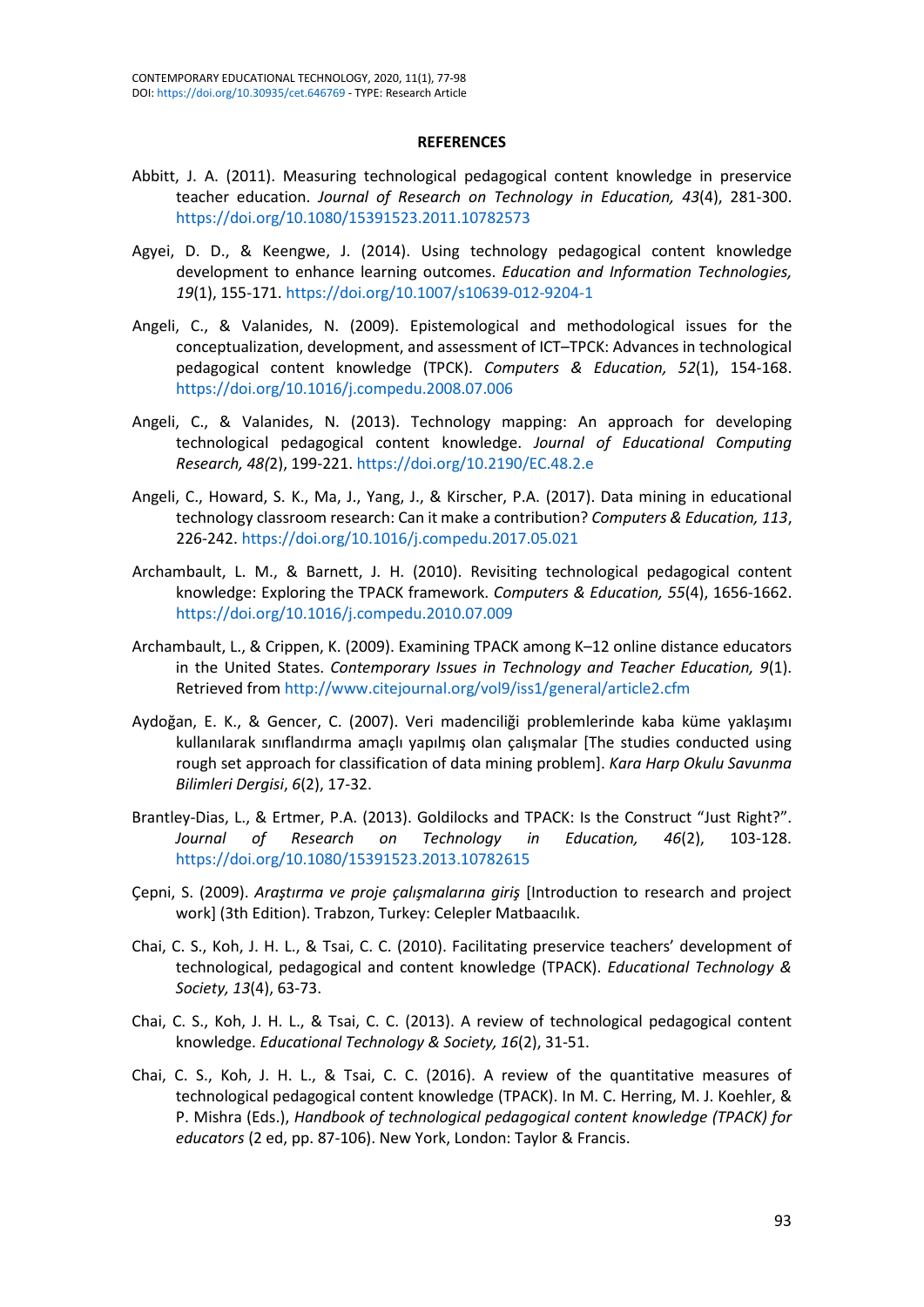**REFERENCES**

Abbitt, J. A. (2011). Measuring technological pedagogical content knowledge in preservice teacher education. *Journal of Research on Technology in Education, 43*(4), 281-300. https://doi.org/10.1080/15391523.2011.10782573

Agyei, D. D., & Keengwe, J. (2014). Using technology pedagogical content knowledge development to enhance learning outcomes. *Education and Information Technologies, 19*(1), 155-171. https://doi.org/10.1007/s10639-012-9204-1

Angeli, C., & Valanides, N. (2009). Epistemological and methodological issues for the conceptualization, development, and assessment of ICT–TPCK: Advances in technological pedagogical content knowledge (TPCK). *Computers & Education, 52*(1), 154-168. https://doi.org/10.1016/j.compedu.2008.07.006

Angeli, C., & Valanides, N. (2013). Technology mapping: An approach for developing technological pedagogical content knowledge. *Journal of Educational Computing Research, 48(*2), 199-221. https://doi.org/10.2190/EC.48.2.e

Angeli, C., Howard, S. K., Ma, J., Yang, J., & Kirscher, P.A. (2017). Data mining in educational technology classroom research: Can it make a contribution? *Computers & Education, 113*, 226-242. https://doi.org/10.1016/j.compedu.2017.05.021

Archambault, L. M., & Barnett, J. H. (2010). Revisiting technological pedagogical content knowledge: Exploring the TPACK framework. *Computers & Education, 55*(4), 1656-1662. https://doi.org/10.1016/j.compedu.2010.07.009

Archambault, L., & Crippen, K. (2009). Examining TPACK among K–12 online distance educators in the United States. *Contemporary Issues in Technology and Teacher Education, 9*(1). Retrieved from http://www.citejournal.org/vol9/iss1/general/article2.cfm

Aydoğan, E. K., & Gencer, C. (2007). Veri madenciliği problemlerinde kaba küme yaklaşımı kullanılarak sınıflandırma amaçlı yapılmış olan çalışmalar [The studies conducted using rough set approach for classification of data mining problem]. *Kara Harp Okulu Savunma Bilimleri Dergisi*, *6*(2), 17-32.

Brantley-Dias, L., & Ertmer, P.A. (2013). Goldilocks and TPACK: Is the Construct "Just Right?". *Journal of Research on Technology in Education, 46*(2), 103-128. https://doi.org/10.1080/15391523.2013.10782615

Çepni, S. (2009). *Araştırma ve proje çalışmalarına giriş* [Introduction to research and project work] (3th Edition). Trabzon, Turkey: Celepler Matbaacılık.

Chai, C. S., Koh, J. H. L., & Tsai, C. C. (2010). Facilitating preservice teachers' development of technological, pedagogical and content knowledge (TPACK). *Educational Technology & Society, 13*(4), 63-73.

Chai, C. S., Koh, J. H. L., & Tsai, C. C. (2013). A review of technological pedagogical content knowledge. *Educational Technology & Society, 16*(2), 31-51.

Chai, C. S., Koh, J. H. L., & Tsai, C. C. (2016). A review of the quantitative measures of technological pedagogical content knowledge (TPACK). In M. C. Herring, M. J. Koehler, & P. Mishra (Eds.), *Handbook of technological pedagogical content knowledge (TPACK) for educators* (2 ed, pp. 87-106). New York, London: Taylor & Francis.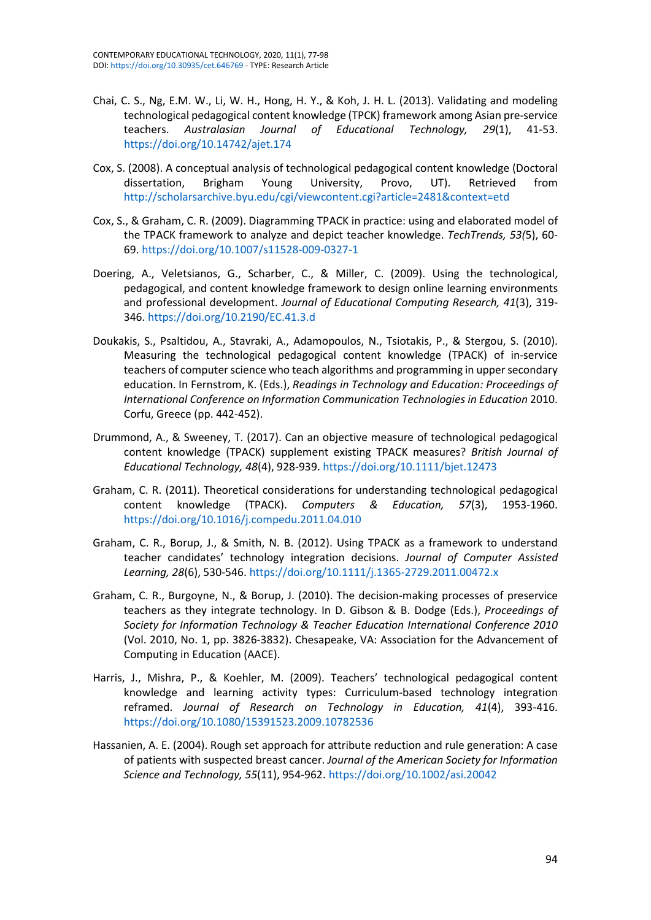Chai, C. S., Ng, E.M. W., Li, W. H., Hong, H. Y., & Koh, J. H. L. (2013). Validating and modeling technological pedagogical content knowledge (TPCK) framework among Asian pre-service teachers. *Australasian Journal of Educational Technology, 29*(1), 41-53. https://doi.org/10.14742/ajet.174

Cox, S. (2008). A conceptual analysis of technological pedagogical content knowledge (Doctoral dissertation, Brigham Young University, Provo, UT). Retrieved from http://scholarsarchive.byu.edu/cgi/viewcontent.cgi?article=2481&context=etd

Cox, S., & Graham, C. R. (2009). Diagramming TPACK in practice: using and elaborated model of the TPACK framework to analyze and depict teacher knowledge. *TechTrends, 53(*5), 60-69. https://doi.org/10.1007/s11528-009-0327-1

Doering, A., Veletsianos, G., Scharber, C., & Miller, C. (2009). Using the technological, pedagogical, and content knowledge framework to design online learning environments and professional development. *Journal of Educational Computing Research, 41*(3), 319-346. https://doi.org/10.2190/EC.41.3.d

Doukakis, S., Psaltidou, A., Stavraki, A., Adamopoulos, N., Tsiotakis, P., & Stergou, S. (2010). Measuring the technological pedagogical content knowledge (TPACK) of in-service teachers of computer science who teach algorithms and programming in upper secondary education. In Fernstrom, K. (Eds.), *Readings in Technology and Education: Proceedings of International Conference on Information Communication Technologies in Education* 2010. Corfu, Greece (pp. 442-452).

Drummond, A., & Sweeney, T. (2017). Can an objective measure of technological pedagogical content knowledge (TPACK) supplement existing TPACK measures? *British Journal of Educational Technology, 48*(4), 928-939. https://doi.org/10.1111/bjet.12473

Graham, C. R. (2011). Theoretical considerations for understanding technological pedagogical content knowledge (TPACK). *Computers & Education, 57*(3), 1953-1960. https://doi.org/10.1016/j.compedu.2011.04.010

Graham, C. R., Borup, J., & Smith, N. B. (2012). Using TPACK as a framework to understand teacher candidates' technology integration decisions. *Journal of Computer Assisted Learning, 28*(6), 530-546. https://doi.org/10.1111/j.1365-2729.2011.00472.x

Graham, C. R., Burgoyne, N., & Borup, J. (2010). The decision-making processes of preservice teachers as they integrate technology. In D. Gibson & B. Dodge (Eds.), *Proceedings of Society for Information Technology & Teacher Education International Conference 2010* (Vol. 2010, No. 1, pp. 3826-3832). Chesapeake, VA: Association for the Advancement of Computing in Education (AACE).

Harris, J., Mishra, P., & Koehler, M. (2009). Teachers' technological pedagogical content knowledge and learning activity types: Curriculum-based technology integration reframed. *Journal of Research on Technology in Education, 41*(4), 393-416. https://doi.org/10.1080/15391523.2009.10782536

Hassanien, A. E. (2004). Rough set approach for attribute reduction and rule generation: A case of patients with suspected breast cancer. *Journal of the American Society for Information Science and Technology, 55*(11), 954-962. https://doi.org/10.1002/asi.20042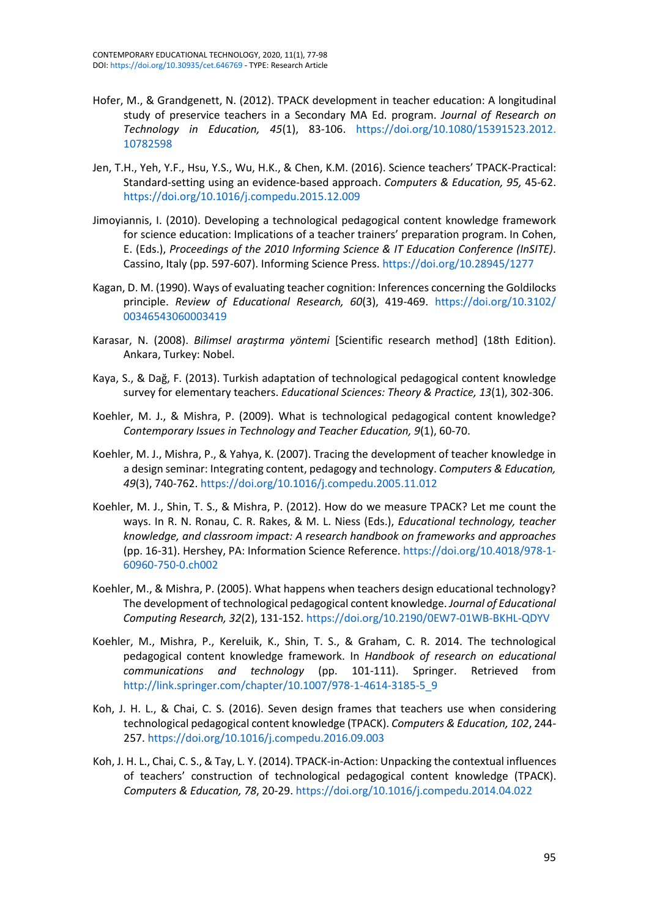Hofer, M., & Grandgenett, N. (2012). TPACK development in teacher education: A longitudinal study of preservice teachers in a Secondary MA Ed. program. *Journal of Research on Technology in Education, 45*(1), 83-106. https://doi.org/10.1080/15391523.2012.10782598

Jen, T.H., Yeh, Y.F., Hsu, Y.S., Wu, H.K., & Chen, K.M. (2016). Science teachers' TPACK-Practical: Standard-setting using an evidence-based approach. *Computers & Education, 95,* 45-62. https://doi.org/10.1016/j.compedu.2015.12.009

Jimoyiannis, I. (2010). Developing a technological pedagogical content knowledge framework for science education: Implications of a teacher trainers' preparation program. In Cohen, E. (Eds.), *Proceedings of the 2010 Informing Science & IT Education Conference (InSITE)*. Cassino, Italy (pp. 597-607). Informing Science Press. https://doi.org/10.28945/1277

Kagan, D. M. (1990). Ways of evaluating teacher cognition: Inferences concerning the Goldilocks principle. *Review of Educational Research, 60*(3), 419-469. https://doi.org/10.3102/00346543060003419

Karasar, N. (2008). *Bilimsel araştırma yöntemi* [Scientific research method] (18th Edition). Ankara, Turkey: Nobel.

Kaya, S., & Dağ, F. (2013). Turkish adaptation of technological pedagogical content knowledge survey for elementary teachers. *Educational Sciences: Theory & Practice, 13*(1), 302-306.

Koehler, M. J., & Mishra, P. (2009). What is technological pedagogical content knowledge? *Contemporary Issues in Technology and Teacher Education, 9*(1), 60-70.

Koehler, M. J., Mishra, P., & Yahya, K. (2007). Tracing the development of teacher knowledge in a design seminar: Integrating content, pedagogy and technology. *Computers & Education, 49*(3), 740-762. https://doi.org/10.1016/j.compedu.2005.11.012

Koehler, M. J., Shin, T. S., & Mishra, P. (2012). How do we measure TPACK? Let me count the ways. In R. N. Ronau, C. R. Rakes, & M. L. Niess (Eds.), *Educational technology, teacher knowledge, and classroom impact: A research handbook on frameworks and approaches* (pp. 16-31). Hershey, PA: Information Science Reference. https://doi.org/10.4018/978-1-60960-750-0.ch002

Koehler, M., & Mishra, P. (2005). What happens when teachers design educational technology? The development of technological pedagogical content knowledge. *Journal of Educational Computing Research, 32*(2), 131-152. https://doi.org/10.2190/0EW7-01WB-BKHL-QDYV

Koehler, M., Mishra, P., Kereluik, K., Shin, T. S., & Graham, C. R. 2014. The technological pedagogical content knowledge framework. In *Handbook of research on educational communications and technology* (pp. 101-111). Springer. Retrieved from http://link.springer.com/chapter/10.1007/978-1-4614-3185-5_9

Koh, J. H. L., & Chai, C. S. (2016). Seven design frames that teachers use when considering technological pedagogical content knowledge (TPACK). *Computers & Education, 102*, 244-257. https://doi.org/10.1016/j.compedu.2016.09.003

Koh, J. H. L., Chai, C. S., & Tay, L. Y. (2014). TPACK-in-Action: Unpacking the contextual influences of teachers' construction of technological pedagogical content knowledge (TPACK). *Computers & Education, 78*, 20-29. https://doi.org/10.1016/j.compedu.2014.04.022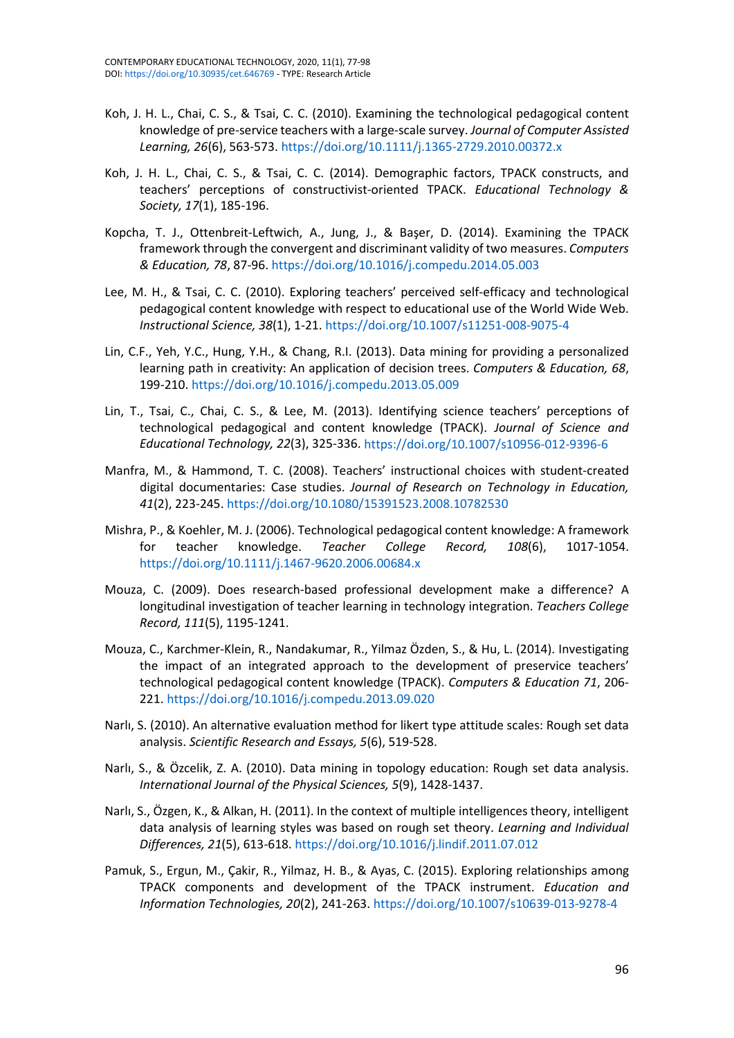Koh, J. H. L., Chai, C. S., & Tsai, C. C. (2010). Examining the technological pedagogical content knowledge of pre-service teachers with a large-scale survey. *Journal of Computer Assisted Learning, 26*(6), 563-573. https://doi.org/10.1111/j.1365-2729.2010.00372.x

Koh, J. H. L., Chai, C. S., & Tsai, C. C. (2014). Demographic factors, TPACK constructs, and teachers' perceptions of constructivist-oriented TPACK. *Educational Technology & Society, 17*(1), 185-196.

Kopcha, T. J., Ottenbreit-Leftwich, A., Jung, J., & Başer, D. (2014). Examining the TPACK framework through the convergent and discriminant validity of two measures. *Computers & Education, 78*, 87-96. https://doi.org/10.1016/j.compedu.2014.05.003

Lee, M. H., & Tsai, C. C. (2010). Exploring teachers' perceived self-efficacy and technological pedagogical content knowledge with respect to educational use of the World Wide Web. *Instructional Science, 38*(1), 1-21. https://doi.org/10.1007/s11251-008-9075-4

Lin, C.F., Yeh, Y.C., Hung, Y.H., & Chang, R.I. (2013). Data mining for providing a personalized learning path in creativity: An application of decision trees. *Computers & Education, 68*, 199-210. https://doi.org/10.1016/j.compedu.2013.05.009

Lin, T., Tsai, C., Chai, C. S., & Lee, M. (2013). Identifying science teachers' perceptions of technological pedagogical and content knowledge (TPACK). *Journal of Science and Educational Technology, 22*(3), 325-336. https://doi.org/10.1007/s10956-012-9396-6

Manfra, M., & Hammond, T. C. (2008). Teachers' instructional choices with student-created digital documentaries: Case studies. *Journal of Research on Technology in Education, 41*(2), 223-245. https://doi.org/10.1080/15391523.2008.10782530

Mishra, P., & Koehler, M. J. (2006). Technological pedagogical content knowledge: A framework for teacher knowledge. *Teacher College Record, 108*(6), 1017-1054. https://doi.org/10.1111/j.1467-9620.2006.00684.x

Mouza, C. (2009). Does research-based professional development make a difference? A longitudinal investigation of teacher learning in technology integration. *Teachers College Record, 111*(5), 1195-1241.

Mouza, C., Karchmer-Klein, R., Nandakumar, R., Yilmaz Özden, S., & Hu, L. (2014). Investigating the impact of an integrated approach to the development of preservice teachers' technological pedagogical content knowledge (TPACK). *Computers & Education 71*, 206-221. https://doi.org/10.1016/j.compedu.2013.09.020

Narlı, S. (2010). An alternative evaluation method for likert type attitude scales: Rough set data analysis. *Scientific Research and Essays, 5*(6), 519-528.

Narlı, S., & Özcelik, Z. A. (2010). Data mining in topology education: Rough set data analysis. *International Journal of the Physical Sciences, 5*(9), 1428-1437.

Narlı, S., Özgen, K., & Alkan, H. (2011). In the context of multiple intelligences theory, intelligent data analysis of learning styles was based on rough set theory. *Learning and Individual Differences, 21*(5), 613-618. https://doi.org/10.1016/j.lindif.2011.07.012

Pamuk, S., Ergun, M., Çakir, R., Yilmaz, H. B., & Ayas, C. (2015). Exploring relationships among TPACK components and development of the TPACK instrument. *Education and Information Technologies, 20*(2), 241-263. https://doi.org/10.1007/s10639-013-9278-4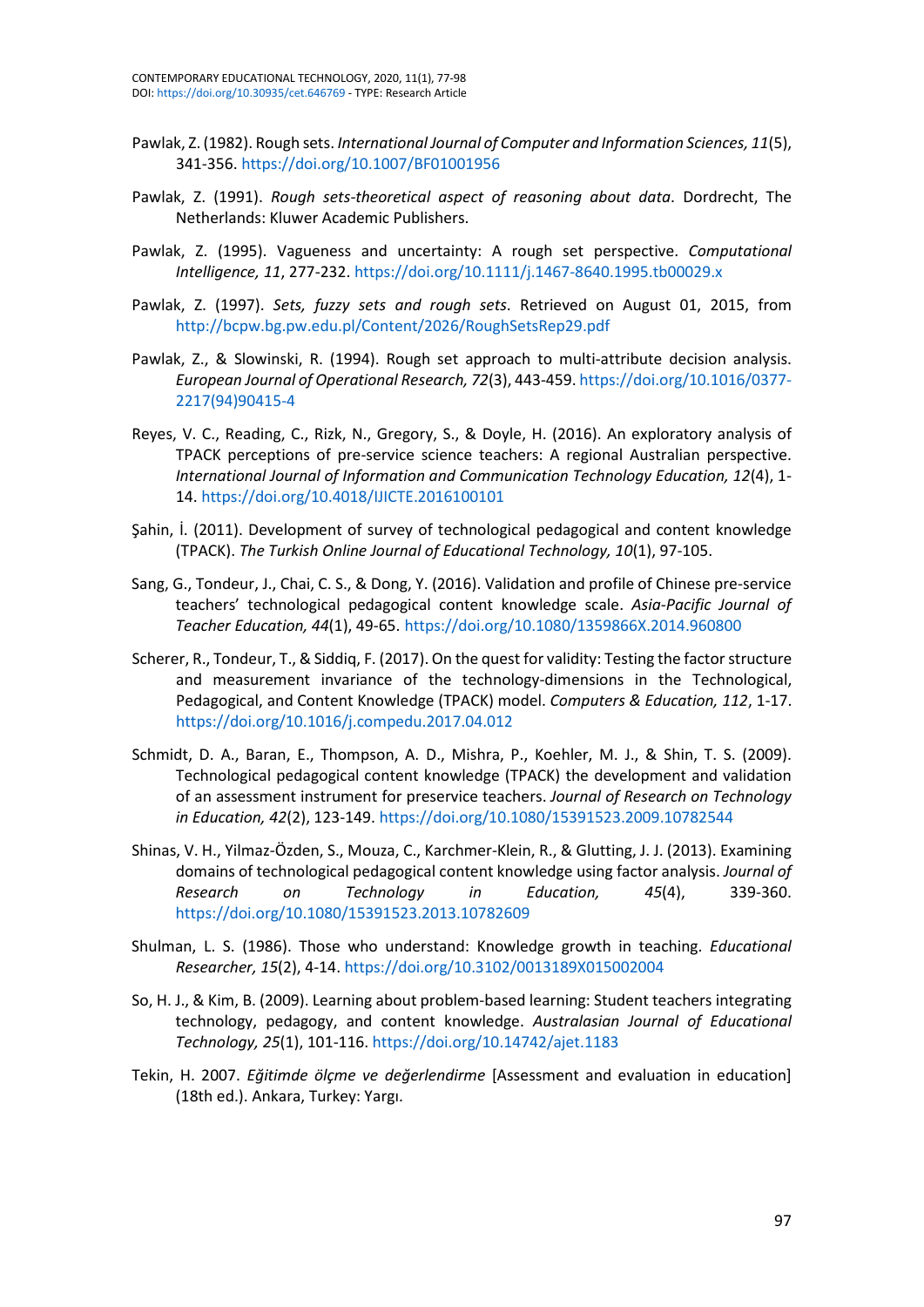Pawlak, Z. (1982). Rough sets. *International Journal of Computer and Information Sciences, 11*(5), 341-356. https://doi.org/10.1007/BF01001956

Pawlak, Z. (1991). *Rough sets-theoretical aspect of reasoning about data*. Dordrecht, The Netherlands: Kluwer Academic Publishers.

Pawlak, Z. (1995). Vagueness and uncertainty: A rough set perspective. *Computational Intelligence, 11*, 277-232. https://doi.org/10.1111/j.1467-8640.1995.tb00029.x

Pawlak, Z. (1997). *Sets, fuzzy sets and rough sets*. Retrieved on August 01, 2015, from http://bcpw.bg.pw.edu.pl/Content/2026/RoughSetsRep29.pdf

Pawlak, Z., & Slowinski, R. (1994). Rough set approach to multi-attribute decision analysis. *European Journal of Operational Research, 72*(3), 443-459. https://doi.org/10.1016/0377-2217(94)90415-4

Reyes, V. C., Reading, C., Rizk, N., Gregory, S., & Doyle, H. (2016). An exploratory analysis of TPACK perceptions of pre-service science teachers: A regional Australian perspective. *International Journal of Information and Communication Technology Education, 12*(4), 1-14. https://doi.org/10.4018/IJICTE.2016100101

Şahin, İ. (2011). Development of survey of technological pedagogical and content knowledge (TPACK). *The Turkish Online Journal of Educational Technology, 10*(1), 97-105.

Sang, G., Tondeur, J., Chai, C. S., & Dong, Y. (2016). Validation and profile of Chinese pre-service teachers' technological pedagogical content knowledge scale. *Asia-Pacific Journal of Teacher Education, 44*(1), 49-65. https://doi.org/10.1080/1359866X.2014.960800

Scherer, R., Tondeur, T., & Siddiq, F. (2017). On the quest for validity: Testing the factor structure and measurement invariance of the technology-dimensions in the Technological, Pedagogical, and Content Knowledge (TPACK) model. *Computers & Education, 112*, 1-17. https://doi.org/10.1016/j.compedu.2017.04.012

Schmidt, D. A., Baran, E., Thompson, A. D., Mishra, P., Koehler, M. J., & Shin, T. S. (2009). Technological pedagogical content knowledge (TPACK) the development and validation of an assessment instrument for preservice teachers. *Journal of Research on Technology in Education, 42*(2), 123-149. https://doi.org/10.1080/15391523.2009.10782544

Shinas, V. H., Yilmaz-Özden, S., Mouza, C., Karchmer-Klein, R., & Glutting, J. J. (2013). Examining domains of technological pedagogical content knowledge using factor analysis. *Journal of Research on Technology in Education, 45*(4), 339-360. https://doi.org/10.1080/15391523.2013.10782609

Shulman, L. S. (1986). Those who understand: Knowledge growth in teaching. *Educational Researcher, 15*(2), 4-14. https://doi.org/10.3102/0013189X015002004

So, H. J., & Kim, B. (2009). Learning about problem-based learning: Student teachers integrating technology, pedagogy, and content knowledge. *Australasian Journal of Educational Technology, 25*(1), 101-116. https://doi.org/10.14742/ajet.1183

Tekin, H. 2007. *Eğitimde ölçme ve değerlendirme* [Assessment and evaluation in education] (18th ed.). Ankara, Turkey: Yargı.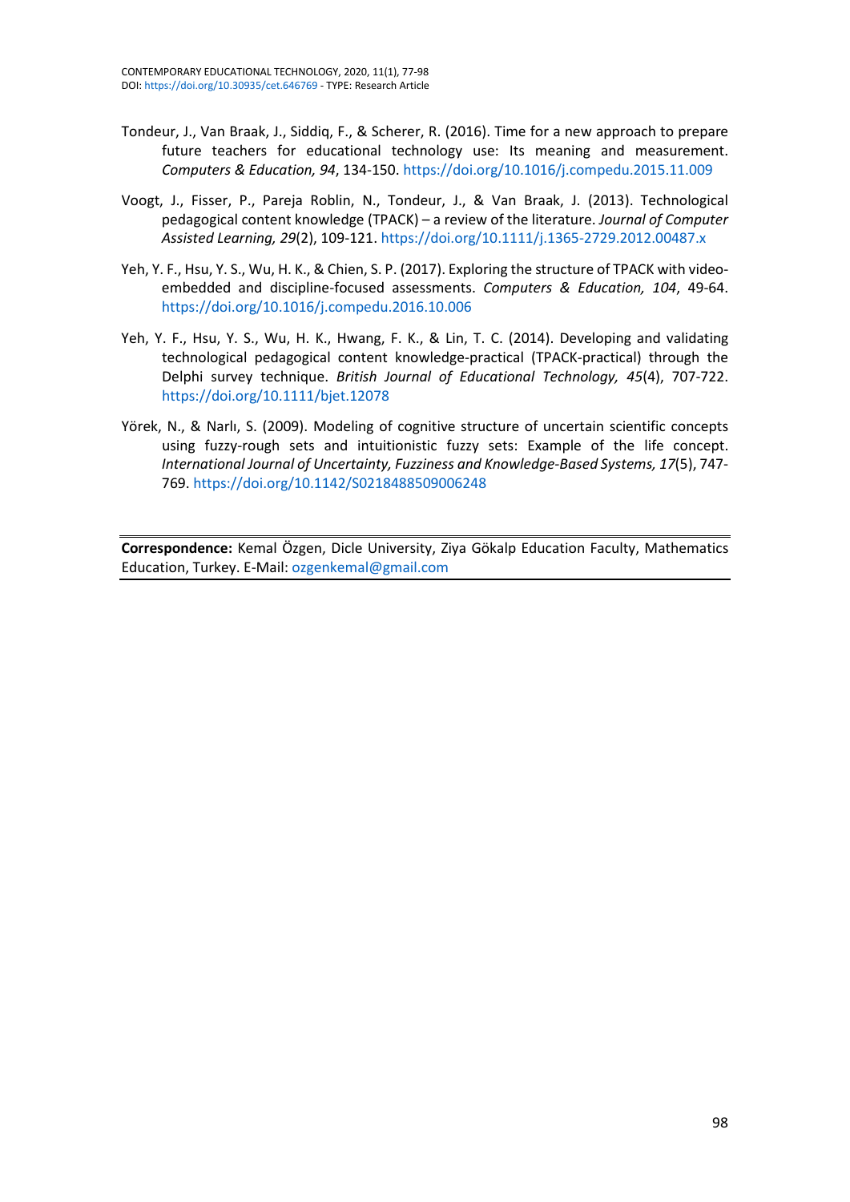Tondeur, J., Van Braak, J., Siddiq, F., & Scherer, R. (2016). Time for a new approach to prepare future teachers for educational technology use: Its meaning and measurement. *Computers & Education, 94*, 134-150. https://doi.org/10.1016/j.compedu.2015.11.009

Voogt, J., Fisser, P., Pareja Roblin, N., Tondeur, J., & Van Braak, J. (2013). Technological pedagogical content knowledge (TPACK) – a review of the literature. *Journal of Computer Assisted Learning, 29*(2), 109-121. https://doi.org/10.1111/j.1365-2729.2012.00487.x

Yeh, Y. F., Hsu, Y. S., Wu, H. K., & Chien, S. P. (2017). Exploring the structure of TPACK with video-embedded and discipline-focused assessments. *Computers & Education, 104*, 49-64. https://doi.org/10.1016/j.compedu.2016.10.006

Yeh, Y. F., Hsu, Y. S., Wu, H. K., Hwang, F. K., & Lin, T. C. (2014). Developing and validating technological pedagogical content knowledge-practical (TPACK-practical) through the Delphi survey technique. *British Journal of Educational Technology, 45*(4), 707-722. https://doi.org/10.1111/bjet.12078

Yörek, N., & Narlı, S. (2009). Modeling of cognitive structure of uncertain scientific concepts using fuzzy-rough sets and intuitionistic fuzzy sets: Example of the life concept. *International Journal of Uncertainty, Fuzziness and Knowledge-Based Systems, 17*(5), 747-769. https://doi.org/10.1142/S0218488509006248

---

**Correspondence:** Kemal Özgen, Dicle University, Ziya Gökalp Education Faculty, Mathematics Education, Turkey. E-Mail: ozgenkemal@gmail.com